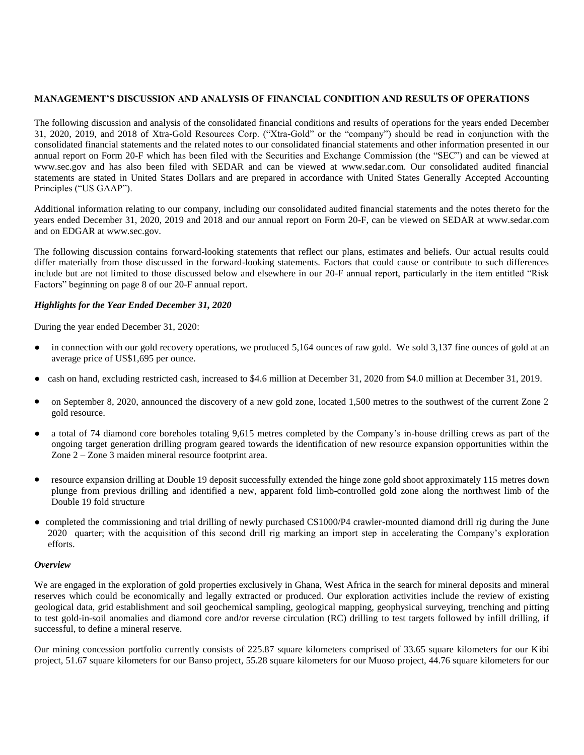**MANAGEMENT'S DISCUSSION AND ANALYSIS OF FINANCIAL CONDITION AND RESULTS OF OPERATIONS**

The following discussion and analysis of the consolidated financial conditions and results of operations for the years ended December 31, 2020, 2019, and 2018 of Xtra-Gold Resources Corp. ("Xtra-Gold" or the "company") should be read in conjunction with the consolidated financial statements and the related notes to our consolidated financial statements and other information presented in our annual report on Form 20-F which has been filed with the Securities and Exchange Commission (the "SEC") and can be viewed at www.sec.gov and has also been filed with SEDAR and can be viewed at www.sedar.com. Our consolidated audited financial statements are stated in United States Dollars and are prepared in accordance with United States Generally Accepted Accounting Principles ("US GAAP").

Additional information relating to our company, including our consolidated audited financial statements and the notes thereto for the years ended December 31, 2020, 2019 and 2018 and our annual report on Form 20-F, can be viewed on SEDAR at www.sedar.com and on EDGAR at www.sec.gov.

The following discussion contains forward-looking statements that reflect our plans, estimates and beliefs. Our actual results could differ materially from those discussed in the forward-looking statements. Factors that could cause or contribute to such differences include but are not limited to those discussed below and elsewhere in our 20-F annual report, particularly in the item entitled "Risk Factors" beginning on page 8 of our 20-F annual report.

***Highlights for the Year Ended December 31, 2020***

During the year ended December 31, 2020:

- in connection with our gold recovery operations, we produced 5,164 ounces of raw gold. We sold 3,137 fine ounces of gold at an average price of US$1,695 per ounce.
- cash on hand, excluding restricted cash, increased to $4.6 million at December 31, 2020 from $4.0 million at December 31, 2019.
- on September 8, 2020, announced the discovery of a new gold zone, located 1,500 metres to the southwest of the current Zone 2 gold resource.
- a total of 74 diamond core boreholes totaling 9,615 metres completed by the Company's in-house drilling crews as part of the ongoing target generation drilling program geared towards the identification of new resource expansion opportunities within the Zone 2 – Zone 3 maiden mineral resource footprint area.
- resource expansion drilling at Double 19 deposit successfully extended the hinge zone gold shoot approximately 115 metres down plunge from previous drilling and identified a new, apparent fold limb-controlled gold zone along the northwest limb of the Double 19 fold structure
- completed the commissioning and trial drilling of newly purchased CS1000/P4 crawler-mounted diamond drill rig during the June 2020 quarter; with the acquisition of this second drill rig marking an import step in accelerating the Company's exploration efforts.

***Overview***

We are engaged in the exploration of gold properties exclusively in Ghana, West Africa in the search for mineral deposits and mineral reserves which could be economically and legally extracted or produced. Our exploration activities include the review of existing geological data, grid establishment and soil geochemical sampling, geological mapping, geophysical surveying, trenching and pitting to test gold-in-soil anomalies and diamond core and/or reverse circulation (RC) drilling to test targets followed by infill drilling, if successful, to define a mineral reserve.

Our mining concession portfolio currently consists of 225.87 square kilometers comprised of 33.65 square kilometers for our Kibi project, 51.67 square kilometers for our Banso project, 55.28 square kilometers for our Muoso project, 44.76 square kilometers for our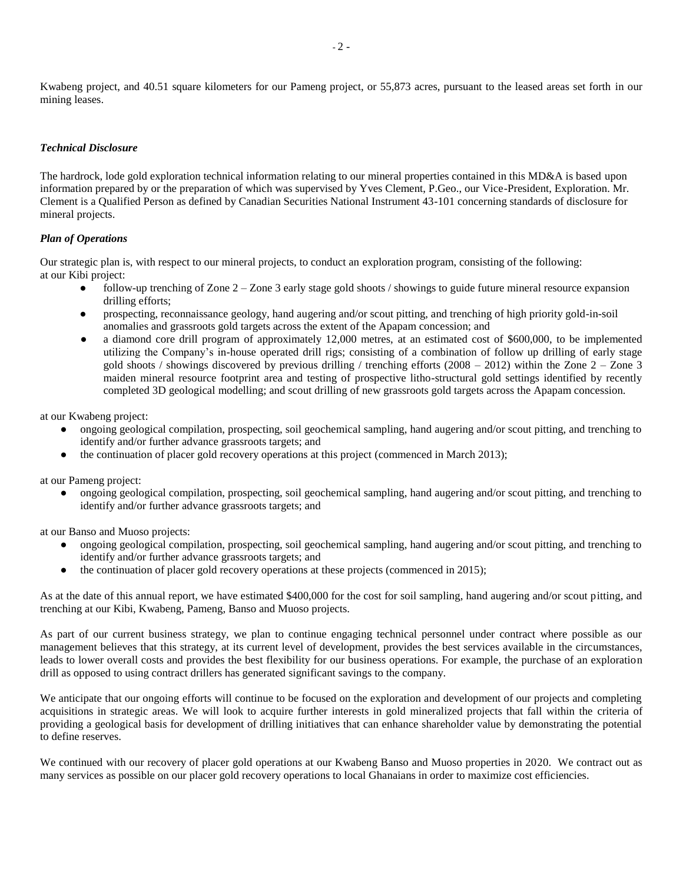Kwabeng project, and 40.51 square kilometers for our Pameng project, or 55,873 acres, pursuant to the leased areas set forth in our mining leases.

### *Technical Disclosure*

The hardrock, lode gold exploration technical information relating to our mineral properties contained in this MD&A is based upon information prepared by or the preparation of which was supervised by Yves Clement, P.Geo., our Vice-President, Exploration. Mr. Clement is a Qualified Person as defined by Canadian Securities National Instrument 43-101 concerning standards of disclosure for mineral projects.

### *Plan of Operations*

Our strategic plan is, with respect to our mineral projects, to conduct an exploration program, consisting of the following:
at our Kibi project:

- follow-up trenching of Zone 2 – Zone 3 early stage gold shoots / showings to guide future mineral resource expansion drilling efforts;
- prospecting, reconnaissance geology, hand augering and/or scout pitting, and trenching of high priority gold-in-soil anomalies and grassroots gold targets across the extent of the Apapam concession; and
- a diamond core drill program of approximately 12,000 metres, at an estimated cost of $600,000, to be implemented utilizing the Company's in-house operated drill rigs; consisting of a combination of follow up drilling of early stage gold shoots / showings discovered by previous drilling / trenching efforts (2008 – 2012) within the Zone 2 – Zone 3 maiden mineral resource footprint area and testing of prospective litho-structural gold settings identified by recently completed 3D geological modelling; and scout drilling of new grassroots gold targets across the Apapam concession.

at our Kwabeng project:

- ongoing geological compilation, prospecting, soil geochemical sampling, hand augering and/or scout pitting, and trenching to identify and/or further advance grassroots targets; and
- the continuation of placer gold recovery operations at this project (commenced in March 2013);

at our Pameng project:

- ongoing geological compilation, prospecting, soil geochemical sampling, hand augering and/or scout pitting, and trenching to identify and/or further advance grassroots targets; and

at our Banso and Muoso projects:

- ongoing geological compilation, prospecting, soil geochemical sampling, hand augering and/or scout pitting, and trenching to identify and/or further advance grassroots targets; and
- the continuation of placer gold recovery operations at these projects (commenced in 2015);

As at the date of this annual report, we have estimated $400,000 for the cost for soil sampling, hand augering and/or scout pitting, and trenching at our Kibi, Kwabeng, Pameng, Banso and Muoso projects.

As part of our current business strategy, we plan to continue engaging technical personnel under contract where possible as our management believes that this strategy, at its current level of development, provides the best services available in the circumstances, leads to lower overall costs and provides the best flexibility for our business operations. For example, the purchase of an exploration drill as opposed to using contract drillers has generated significant savings to the company.

We anticipate that our ongoing efforts will continue to be focused on the exploration and development of our projects and completing acquisitions in strategic areas. We will look to acquire further interests in gold mineralized projects that fall within the criteria of providing a geological basis for development of drilling initiatives that can enhance shareholder value by demonstrating the potential to define reserves.

We continued with our recovery of placer gold operations at our Kwabeng Banso and Muoso properties in 2020. We contract out as many services as possible on our placer gold recovery operations to local Ghanaians in order to maximize cost efficiencies.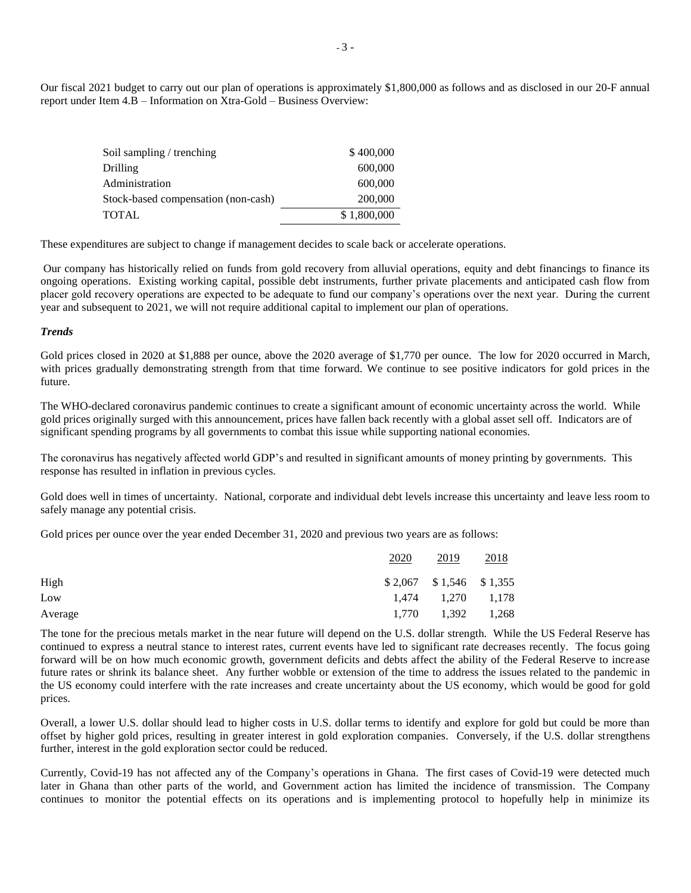Our fiscal 2021 budget to carry out our plan of operations is approximately $1,800,000 as follows and as disclosed in our 20-F annual report under Item 4.B – Information on Xtra-Gold – Business Overview:

| | |
|---|---|
| Soil sampling / trenching | $ 400,000 |
| Drilling | 600,000 |
| Administration | 600,000 |
| Stock-based compensation (non-cash) | 200,000 |
| TOTAL | $ 1,800,000 |

These expenditures are subject to change if management decides to scale back or accelerate operations.

Our company has historically relied on funds from gold recovery from alluvial operations, equity and debt financings to finance its ongoing operations. Existing working capital, possible debt instruments, further private placements and anticipated cash flow from placer gold recovery operations are expected to be adequate to fund our company's operations over the next year. During the current year and subsequent to 2021, we will not require additional capital to implement our plan of operations.

***Trends***

Gold prices closed in 2020 at $1,888 per ounce, above the 2020 average of $1,770 per ounce. The low for 2020 occurred in March, with prices gradually demonstrating strength from that time forward. We continue to see positive indicators for gold prices in the future.

The WHO-declared coronavirus pandemic continues to create a significant amount of economic uncertainty across the world. While gold prices originally surged with this announcement, prices have fallen back recently with a global asset sell off. Indicators are of significant spending programs by all governments to combat this issue while supporting national economies.

The coronavirus has negatively affected world GDP's and resulted in significant amounts of money printing by governments. This response has resulted in inflation in previous cycles.

Gold does well in times of uncertainty. National, corporate and individual debt levels increase this uncertainty and leave less room to safely manage any potential crisis.

Gold prices per ounce over the year ended December 31, 2020 and previous two years are as follows:

| | 2020 | 2019 | 2018 |
|---|---|---|---|
| High | $ 2,067 | $ 1,546 | $ 1,355 |
| Low | 1,474 | 1,270 | 1,178 |
| Average | 1,770 | 1,392 | 1,268 |

The tone for the precious metals market in the near future will depend on the U.S. dollar strength. While the US Federal Reserve has continued to express a neutral stance to interest rates, current events have led to significant rate decreases recently. The focus going forward will be on how much economic growth, government deficits and debts affect the ability of the Federal Reserve to increase future rates or shrink its balance sheet. Any further wobble or extension of the time to address the issues related to the pandemic in the US economy could interfere with the rate increases and create uncertainty about the US economy, which would be good for gold prices.

Overall, a lower U.S. dollar should lead to higher costs in U.S. dollar terms to identify and explore for gold but could be more than offset by higher gold prices, resulting in greater interest in gold exploration companies. Conversely, if the U.S. dollar strengthens further, interest in the gold exploration sector could be reduced.

Currently, Covid-19 has not affected any of the Company's operations in Ghana. The first cases of Covid-19 were detected much later in Ghana than other parts of the world, and Government action has limited the incidence of transmission. The Company continues to monitor the potential effects on its operations and is implementing protocol to hopefully help in minimize its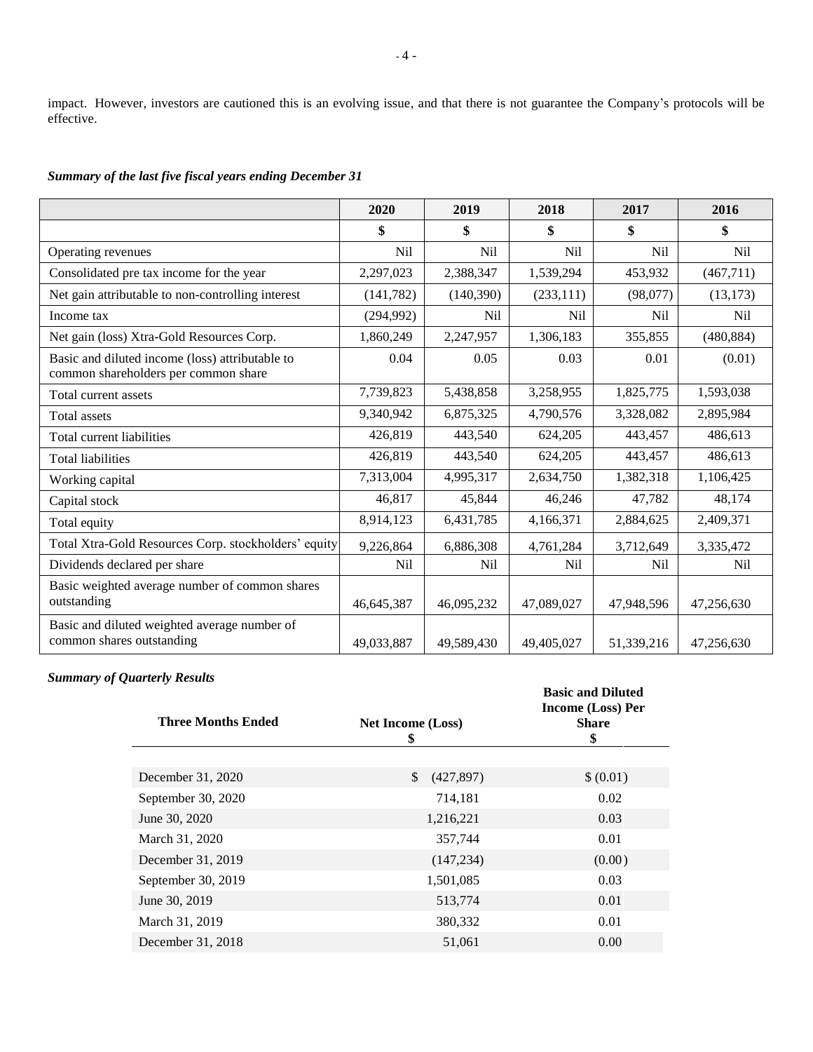impact. However, investors are cautioned this is an evolving issue, and that there is not guarantee the Company's protocols will be effective.

***Summary of the last five fiscal years ending December 31***

| | 2020 | 2019 | 2018 | 2017 | 2016 |
|---|---|---|---|---|---|
| | $ | $ | $ | $ | $ |
| Operating revenues | Nil | Nil | Nil | Nil | Nil |
| Consolidated pre tax income for the year | 2,297,023 | 2,388,347 | 1,539,294 | 453,932 | (467,711) |
| Net gain attributable to non-controlling interest | (141,782) | (140,390) | (233,111) | (98,077) | (13,173) |
| Income tax | (294,992) | Nil | Nil | Nil | Nil |
| Net gain (loss) Xtra-Gold Resources Corp. | 1,860,249 | 2,247,957 | 1,306,183 | 355,855 | (480,884) |
| Basic and diluted income (loss) attributable to common shareholders per common share | 0.04 | 0.05 | 0.03 | 0.01 | (0.01) |
| Total current assets | 7,739,823 | 5,438,858 | 3,258,955 | 1,825,775 | 1,593,038 |
| Total assets | 9,340,942 | 6,875,325 | 4,790,576 | 3,328,082 | 2,895,984 |
| Total current liabilities | 426,819 | 443,540 | 624,205 | 443,457 | 486,613 |
| Total liabilities | 426,819 | 443,540 | 624,205 | 443,457 | 486,613 |
| Working capital | 7,313,004 | 4,995,317 | 2,634,750 | 1,382,318 | 1,106,425 |
| Capital stock | 46,817 | 45,844 | 46,246 | 47,782 | 48,174 |
| Total equity | 8,914,123 | 6,431,785 | 4,166,371 | 2,884,625 | 2,409,371 |
| Total Xtra-Gold Resources Corp. stockholders' equity | 9,226,864 | 6,886,308 | 4,761,284 | 3,712,649 | 3,335,472 |
| Dividends declared per share | Nil | Nil | Nil | Nil | Nil |
| Basic weighted average number of common shares outstanding | 46,645,387 | 46,095,232 | 47,089,027 | 47,948,596 | 47,256,630 |
| Basic and diluted weighted average number of common shares outstanding | 49,033,887 | 49,589,430 | 49,405,027 | 51,339,216 | 47,256,630 |

***Summary of Quarterly Results***

| Three Months Ended | Net Income (Loss) $ | Basic and Diluted Income (Loss) Per Share $ |
|---|---|---|
| December 31, 2020 | $ (427,897) | $ (0.01) |
| September 30, 2020 | 714,181 | 0.02 |
| June 30, 2020 | 1,216,221 | 0.03 |
| March 31, 2020 | 357,744 | 0.01 |
| December 31, 2019 | (147,234) | (0.00) |
| September 30, 2019 | 1,501,085 | 0.03 |
| June 30, 2019 | 513,774 | 0.01 |
| March 31, 2019 | 380,332 | 0.01 |
| December 31, 2018 | 51,061 | 0.00 |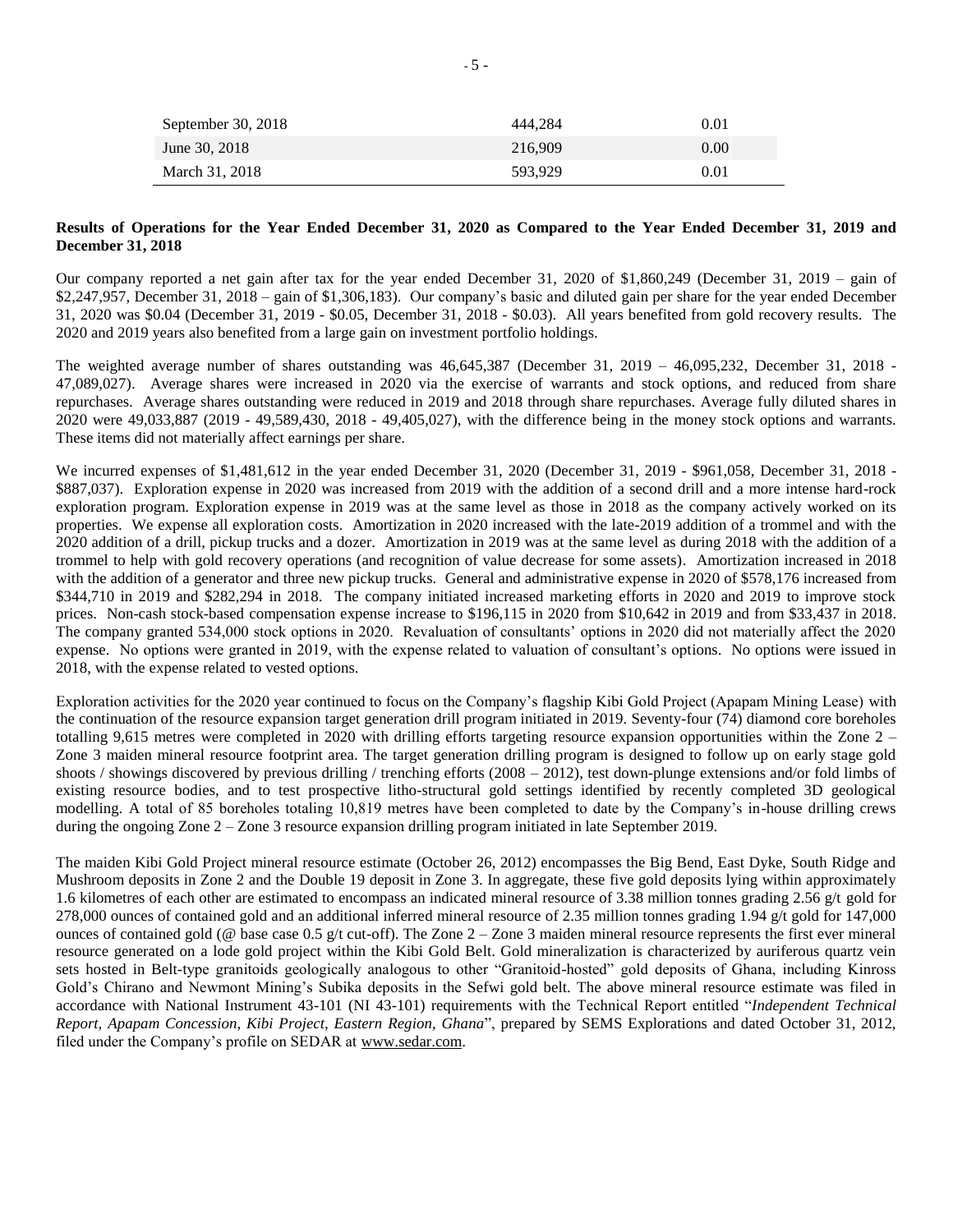| September 30, 2018 | 444,284 | 0.01 |
|---|---|---|
| June 30, 2018 | 216,909 | 0.00 |
| March 31, 2018 | 593,929 | 0.01 |

**Results of Operations for the Year Ended December 31, 2020 as Compared to the Year Ended December 31, 2019 and December 31, 2018**

Our company reported a net gain after tax for the year ended December 31, 2020 of $1,860,249 (December 31, 2019 – gain of $2,247,957, December 31, 2018 – gain of $1,306,183). Our company's basic and diluted gain per share for the year ended December 31, 2020 was $0.04 (December 31, 2019 - $0.05, December 31, 2018 - $0.03). All years benefited from gold recovery results. The 2020 and 2019 years also benefited from a large gain on investment portfolio holdings.

The weighted average number of shares outstanding was 46,645,387 (December 31, 2019 – 46,095,232, December 31, 2018 - 47,089,027). Average shares were increased in 2020 via the exercise of warrants and stock options, and reduced from share repurchases. Average shares outstanding were reduced in 2019 and 2018 through share repurchases. Average fully diluted shares in 2020 were 49,033,887 (2019 - 49,589,430, 2018 - 49,405,027), with the difference being in the money stock options and warrants. These items did not materially affect earnings per share.

We incurred expenses of $1,481,612 in the year ended December 31, 2020 (December 31, 2019 - $961,058, December 31, 2018 - $887,037). Exploration expense in 2020 was increased from 2019 with the addition of a second drill and a more intense hard-rock exploration program. Exploration expense in 2019 was at the same level as those in 2018 as the company actively worked on its properties. We expense all exploration costs. Amortization in 2020 increased with the late-2019 addition of a trommel and with the 2020 addition of a drill, pickup trucks and a dozer. Amortization in 2019 was at the same level as during 2018 with the addition of a trommel to help with gold recovery operations (and recognition of value decrease for some assets). Amortization increased in 2018 with the addition of a generator and three new pickup trucks. General and administrative expense in 2020 of $578,176 increased from $344,710 in 2019 and $282,294 in 2018. The company initiated increased marketing efforts in 2020 and 2019 to improve stock prices. Non-cash stock-based compensation expense increase to $196,115 in 2020 from $10,642 in 2019 and from $33,437 in 2018. The company granted 534,000 stock options in 2020. Revaluation of consultants' options in 2020 did not materially affect the 2020 expense. No options were granted in 2019, with the expense related to valuation of consultant's options. No options were issued in 2018, with the expense related to vested options.

Exploration activities for the 2020 year continued to focus on the Company's flagship Kibi Gold Project (Apapam Mining Lease) with the continuation of the resource expansion target generation drill program initiated in 2019. Seventy-four (74) diamond core boreholes totalling 9,615 metres were completed in 2020 with drilling efforts targeting resource expansion opportunities within the Zone 2 – Zone 3 maiden mineral resource footprint area. The target generation drilling program is designed to follow up on early stage gold shoots / showings discovered by previous drilling / trenching efforts (2008 – 2012), test down-plunge extensions and/or fold limbs of existing resource bodies, and to test prospective litho-structural gold settings identified by recently completed 3D geological modelling. A total of 85 boreholes totaling 10,819 metres have been completed to date by the Company's in-house drilling crews during the ongoing Zone 2 – Zone 3 resource expansion drilling program initiated in late September 2019.

The maiden Kibi Gold Project mineral resource estimate (October 26, 2012) encompasses the Big Bend, East Dyke, South Ridge and Mushroom deposits in Zone 2 and the Double 19 deposit in Zone 3. In aggregate, these five gold deposits lying within approximately 1.6 kilometres of each other are estimated to encompass an indicated mineral resource of 3.38 million tonnes grading 2.56 g/t gold for 278,000 ounces of contained gold and an additional inferred mineral resource of 2.35 million tonnes grading 1.94 g/t gold for 147,000 ounces of contained gold (@ base case 0.5 g/t cut-off). The Zone 2 – Zone 3 maiden mineral resource represents the first ever mineral resource generated on a lode gold project within the Kibi Gold Belt. Gold mineralization is characterized by auriferous quartz vein sets hosted in Belt-type granitoids geologically analogous to other "Granitoid-hosted" gold deposits of Ghana, including Kinross Gold's Chirano and Newmont Mining's Subika deposits in the Sefwi gold belt. The above mineral resource estimate was filed in accordance with National Instrument 43-101 (NI 43-101) requirements with the Technical Report entitled "*Independent Technical Report, Apapam Concession, Kibi Project, Eastern Region, Ghana*", prepared by SEMS Explorations and dated October 31, 2012, filed under the Company's profile on SEDAR at www.sedar.com.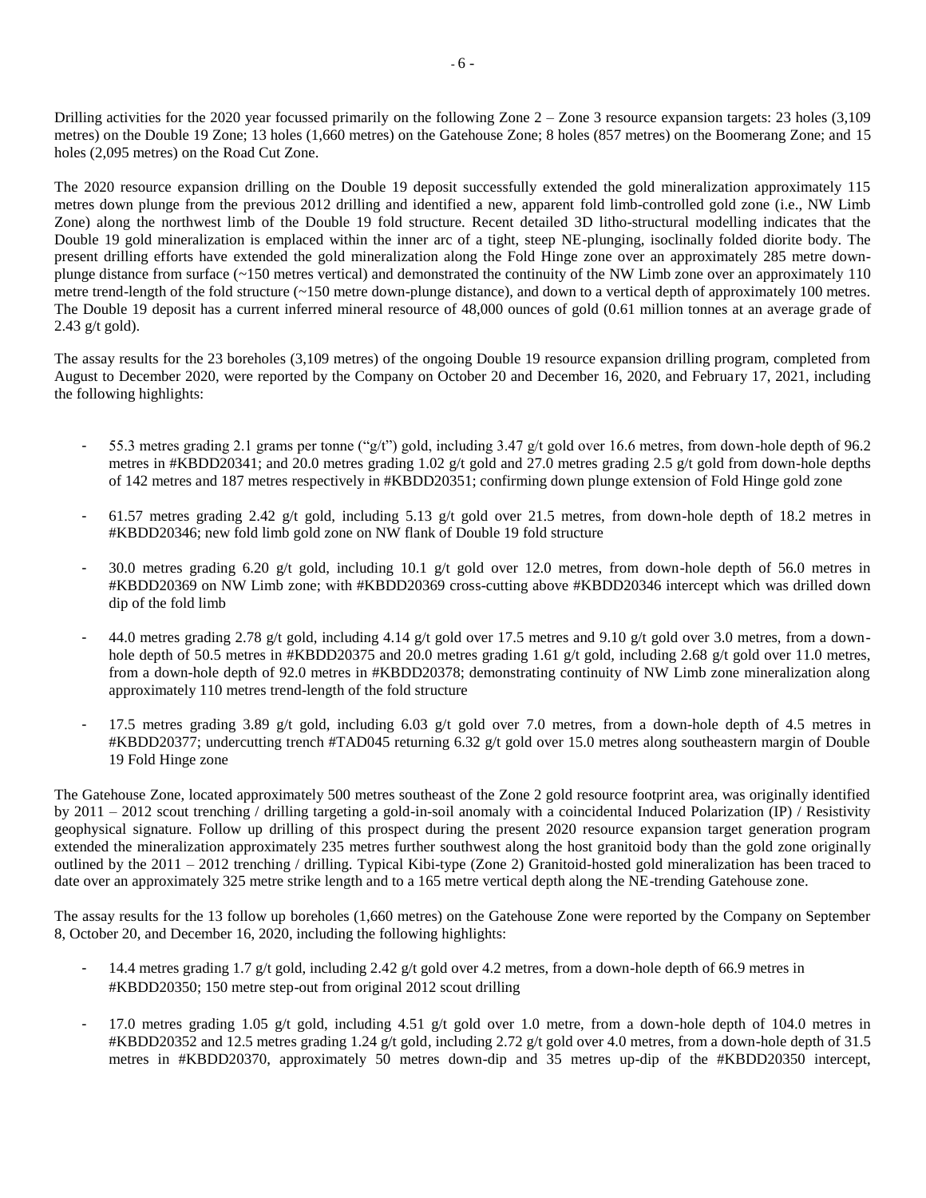Drilling activities for the 2020 year focussed primarily on the following Zone 2 – Zone 3 resource expansion targets: 23 holes (3,109 metres) on the Double 19 Zone; 13 holes (1,660 metres) on the Gatehouse Zone; 8 holes (857 metres) on the Boomerang Zone; and 15 holes (2,095 metres) on the Road Cut Zone.

The 2020 resource expansion drilling on the Double 19 deposit successfully extended the gold mineralization approximately 115 metres down plunge from the previous 2012 drilling and identified a new, apparent fold limb-controlled gold zone (i.e., NW Limb Zone) along the northwest limb of the Double 19 fold structure. Recent detailed 3D litho-structural modelling indicates that the Double 19 gold mineralization is emplaced within the inner arc of a tight, steep NE-plunging, isoclinally folded diorite body. The present drilling efforts have extended the gold mineralization along the Fold Hinge zone over an approximately 285 metre down-plunge distance from surface (~150 metres vertical) and demonstrated the continuity of the NW Limb zone over an approximately 110 metre trend-length of the fold structure (~150 metre down-plunge distance), and down to a vertical depth of approximately 100 metres. The Double 19 deposit has a current inferred mineral resource of 48,000 ounces of gold (0.61 million tonnes at an average grade of 2.43 g/t gold).

The assay results for the 23 boreholes (3,109 metres) of the ongoing Double 19 resource expansion drilling program, completed from August to December 2020, were reported by the Company on October 20 and December 16, 2020, and February 17, 2021, including the following highlights:

- 55.3 metres grading 2.1 grams per tonne ("g/t") gold, including 3.47 g/t gold over 16.6 metres, from down-hole depth of 96.2 metres in #KBDD20341; and 20.0 metres grading 1.02 g/t gold and 27.0 metres grading 2.5 g/t gold from down-hole depths of 142 metres and 187 metres respectively in #KBDD20351; confirming down plunge extension of Fold Hinge gold zone
- 61.57 metres grading 2.42 g/t gold, including 5.13 g/t gold over 21.5 metres, from down-hole depth of 18.2 metres in #KBDD20346; new fold limb gold zone on NW flank of Double 19 fold structure
- 30.0 metres grading 6.20 g/t gold, including 10.1 g/t gold over 12.0 metres, from down-hole depth of 56.0 metres in #KBDD20369 on NW Limb zone; with #KBDD20369 cross-cutting above #KBDD20346 intercept which was drilled down dip of the fold limb
- 44.0 metres grading 2.78 g/t gold, including 4.14 g/t gold over 17.5 metres and 9.10 g/t gold over 3.0 metres, from a down-hole depth of 50.5 metres in #KBDD20375 and 20.0 metres grading 1.61 g/t gold, including 2.68 g/t gold over 11.0 metres, from a down-hole depth of 92.0 metres in #KBDD20378; demonstrating continuity of NW Limb zone mineralization along approximately 110 metres trend-length of the fold structure
- 17.5 metres grading 3.89 g/t gold, including 6.03 g/t gold over 7.0 metres, from a down-hole depth of 4.5 metres in #KBDD20377; undercutting trench #TAD045 returning 6.32 g/t gold over 15.0 metres along southeastern margin of Double 19 Fold Hinge zone

The Gatehouse Zone, located approximately 500 metres southeast of the Zone 2 gold resource footprint area, was originally identified by 2011 – 2012 scout trenching / drilling targeting a gold-in-soil anomaly with a coincidental Induced Polarization (IP) / Resistivity geophysical signature. Follow up drilling of this prospect during the present 2020 resource expansion target generation program extended the mineralization approximately 235 metres further southwest along the host granitoid body than the gold zone originally outlined by the 2011 – 2012 trenching / drilling. Typical Kibi-type (Zone 2) Granitoid-hosted gold mineralization has been traced to date over an approximately 325 metre strike length and to a 165 metre vertical depth along the NE-trending Gatehouse zone.

The assay results for the 13 follow up boreholes (1,660 metres) on the Gatehouse Zone were reported by the Company on September 8, October 20, and December 16, 2020, including the following highlights:

- 14.4 metres grading 1.7 g/t gold, including 2.42 g/t gold over 4.2 metres, from a down-hole depth of 66.9 metres in #KBDD20350; 150 metre step-out from original 2012 scout drilling
- 17.0 metres grading 1.05 g/t gold, including 4.51 g/t gold over 1.0 metre, from a down-hole depth of 104.0 metres in #KBDD20352 and 12.5 metres grading 1.24 g/t gold, including 2.72 g/t gold over 4.0 metres, from a down-hole depth of 31.5 metres in #KBDD20370, approximately 50 metres down-dip and 35 metres up-dip of the #KBDD20350 intercept,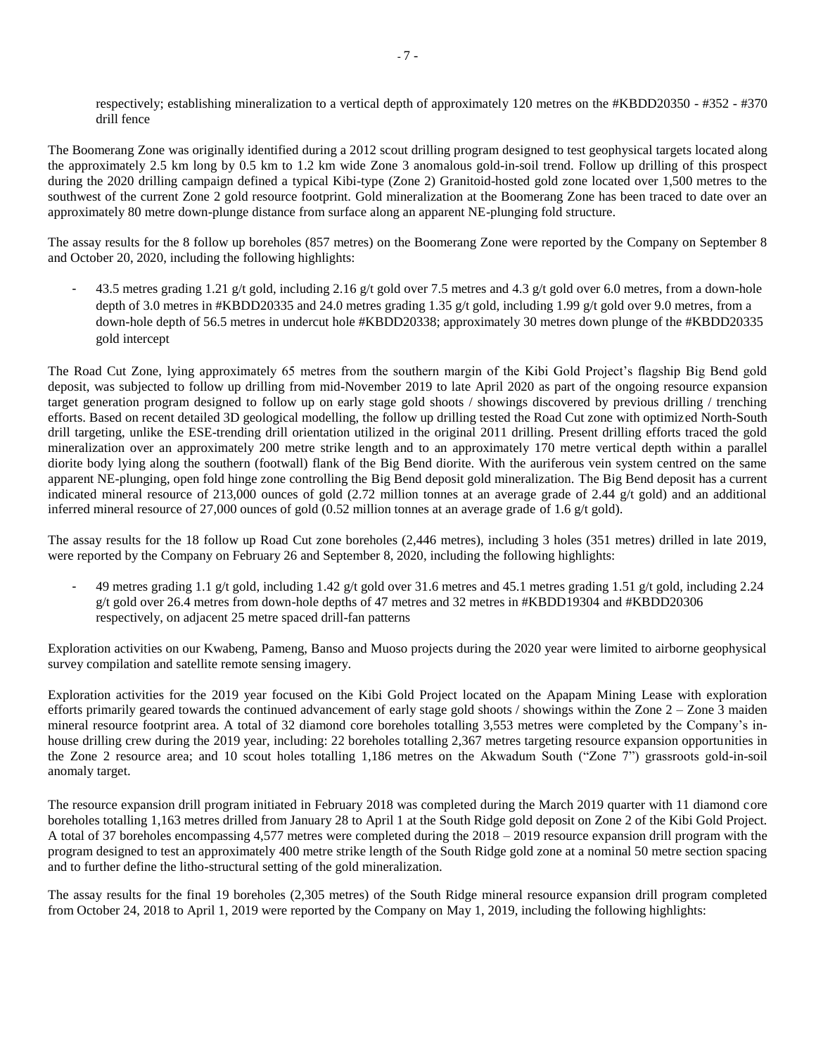respectively; establishing mineralization to a vertical depth of approximately 120 metres on the #KBDD20350 - #352 - #370 drill fence

The Boomerang Zone was originally identified during a 2012 scout drilling program designed to test geophysical targets located along the approximately 2.5 km long by 0.5 km to 1.2 km wide Zone 3 anomalous gold-in-soil trend. Follow up drilling of this prospect during the 2020 drilling campaign defined a typical Kibi-type (Zone 2) Granitoid-hosted gold zone located over 1,500 metres to the southwest of the current Zone 2 gold resource footprint. Gold mineralization at the Boomerang Zone has been traced to date over an approximately 80 metre down-plunge distance from surface along an apparent NE-plunging fold structure.

The assay results for the 8 follow up boreholes (857 metres) on the Boomerang Zone were reported by the Company on September 8 and October 20, 2020, including the following highlights:

- 43.5 metres grading 1.21 g/t gold, including 2.16 g/t gold over 7.5 metres and 4.3 g/t gold over 6.0 metres, from a down-hole depth of 3.0 metres in #KBDD20335 and 24.0 metres grading 1.35 g/t gold, including 1.99 g/t gold over 9.0 metres, from a down-hole depth of 56.5 metres in undercut hole #KBDD20338; approximately 30 metres down plunge of the #KBDD20335 gold intercept

The Road Cut Zone, lying approximately 65 metres from the southern margin of the Kibi Gold Project's flagship Big Bend gold deposit, was subjected to follow up drilling from mid-November 2019 to late April 2020 as part of the ongoing resource expansion target generation program designed to follow up on early stage gold shoots / showings discovered by previous drilling / trenching efforts. Based on recent detailed 3D geological modelling, the follow up drilling tested the Road Cut zone with optimized North-South drill targeting, unlike the ESE-trending drill orientation utilized in the original 2011 drilling. Present drilling efforts traced the gold mineralization over an approximately 200 metre strike length and to an approximately 170 metre vertical depth within a parallel diorite body lying along the southern (footwall) flank of the Big Bend diorite. With the auriferous vein system centred on the same apparent NE-plunging, open fold hinge zone controlling the Big Bend deposit gold mineralization. The Big Bend deposit has a current indicated mineral resource of 213,000 ounces of gold (2.72 million tonnes at an average grade of 2.44 g/t gold) and an additional inferred mineral resource of 27,000 ounces of gold (0.52 million tonnes at an average grade of 1.6 g/t gold).

The assay results for the 18 follow up Road Cut zone boreholes (2,446 metres), including 3 holes (351 metres) drilled in late 2019, were reported by the Company on February 26 and September 8, 2020, including the following highlights:

- 49 metres grading 1.1 g/t gold, including 1.42 g/t gold over 31.6 metres and 45.1 metres grading 1.51 g/t gold, including 2.24 g/t gold over 26.4 metres from down-hole depths of 47 metres and 32 metres in #KBDD19304 and #KBDD20306 respectively, on adjacent 25 metre spaced drill-fan patterns

Exploration activities on our Kwabeng, Pameng, Banso and Muoso projects during the 2020 year were limited to airborne geophysical survey compilation and satellite remote sensing imagery.

Exploration activities for the 2019 year focused on the Kibi Gold Project located on the Apapam Mining Lease with exploration efforts primarily geared towards the continued advancement of early stage gold shoots / showings within the Zone 2 – Zone 3 maiden mineral resource footprint area. A total of 32 diamond core boreholes totalling 3,553 metres were completed by the Company's in-house drilling crew during the 2019 year, including: 22 boreholes totalling 2,367 metres targeting resource expansion opportunities in the Zone 2 resource area; and 10 scout holes totalling 1,186 metres on the Akwadum South ("Zone 7") grassroots gold-in-soil anomaly target.

The resource expansion drill program initiated in February 2018 was completed during the March 2019 quarter with 11 diamond core boreholes totalling 1,163 metres drilled from January 28 to April 1 at the South Ridge gold deposit on Zone 2 of the Kibi Gold Project. A total of 37 boreholes encompassing 4,577 metres were completed during the 2018 – 2019 resource expansion drill program with the program designed to test an approximately 400 metre strike length of the South Ridge gold zone at a nominal 50 metre section spacing and to further define the litho-structural setting of the gold mineralization.

The assay results for the final 19 boreholes (2,305 metres) of the South Ridge mineral resource expansion drill program completed from October 24, 2018 to April 1, 2019 were reported by the Company on May 1, 2019, including the following highlights: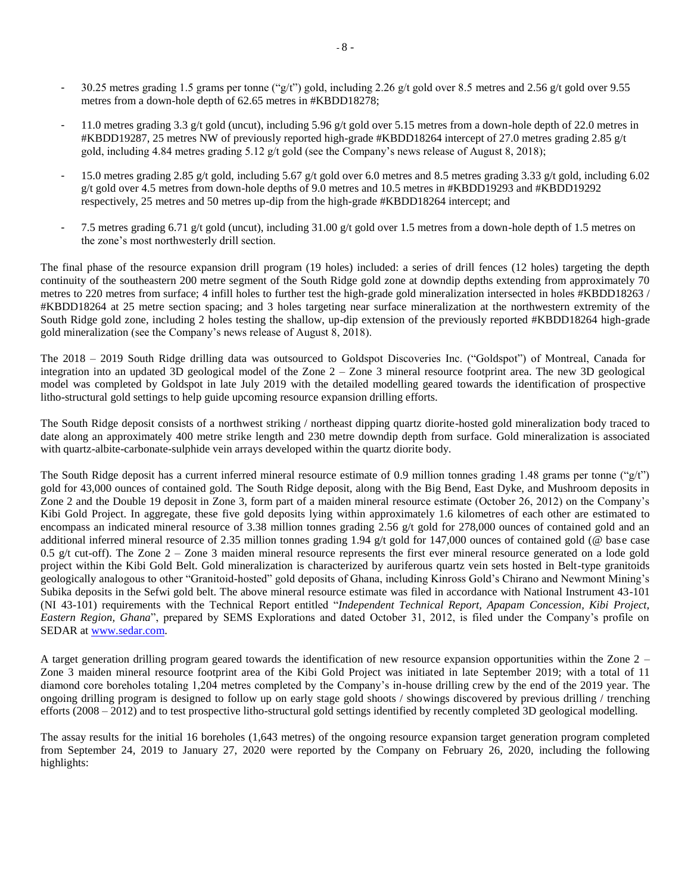- 30.25 metres grading 1.5 grams per tonne ("g/t") gold, including 2.26 g/t gold over 8.5 metres and 2.56 g/t gold over 9.55 metres from a down-hole depth of 62.65 metres in #KBDD18278;

- 11.0 metres grading 3.3 g/t gold (uncut), including 5.96 g/t gold over 5.15 metres from a down-hole depth of 22.0 metres in #KBDD19287, 25 metres NW of previously reported high-grade #KBDD18264 intercept of 27.0 metres grading 2.85 g/t gold, including 4.84 metres grading 5.12 g/t gold (see the Company's news release of August 8, 2018);

- 15.0 metres grading 2.85 g/t gold, including 5.67 g/t gold over 6.0 metres and 8.5 metres grading 3.33 g/t gold, including 6.02 g/t gold over 4.5 metres from down-hole depths of 9.0 metres and 10.5 metres in #KBDD19293 and #KBDD19292 respectively, 25 metres and 50 metres up-dip from the high-grade #KBDD18264 intercept; and

- 7.5 metres grading 6.71 g/t gold (uncut), including 31.00 g/t gold over 1.5 metres from a down-hole depth of 1.5 metres on the zone's most northwesterly drill section.

The final phase of the resource expansion drill program (19 holes) included: a series of drill fences (12 holes) targeting the depth continuity of the southeastern 200 metre segment of the South Ridge gold zone at downdip depths extending from approximately 70 metres to 220 metres from surface; 4 infill holes to further test the high-grade gold mineralization intersected in holes #KBDD18263 / #KBDD18264 at 25 metre section spacing; and 3 holes targeting near surface mineralization at the northwestern extremity of the South Ridge gold zone, including 2 holes testing the shallow, up-dip extension of the previously reported #KBDD18264 high-grade gold mineralization (see the Company's news release of August 8, 2018).

The 2018 – 2019 South Ridge drilling data was outsourced to Goldspot Discoveries Inc. ("Goldspot") of Montreal, Canada for integration into an updated 3D geological model of the Zone 2 – Zone 3 mineral resource footprint area. The new 3D geological model was completed by Goldspot in late July 2019 with the detailed modelling geared towards the identification of prospective litho-structural gold settings to help guide upcoming resource expansion drilling efforts.

The South Ridge deposit consists of a northwest striking / northeast dipping quartz diorite-hosted gold mineralization body traced to date along an approximately 400 metre strike length and 230 metre downdip depth from surface. Gold mineralization is associated with quartz-albite-carbonate-sulphide vein arrays developed within the quartz diorite body.

The South Ridge deposit has a current inferred mineral resource estimate of 0.9 million tonnes grading 1.48 grams per tonne ("g/t") gold for 43,000 ounces of contained gold. The South Ridge deposit, along with the Big Bend, East Dyke, and Mushroom deposits in Zone 2 and the Double 19 deposit in Zone 3, form part of a maiden mineral resource estimate (October 26, 2012) on the Company's Kibi Gold Project. In aggregate, these five gold deposits lying within approximately 1.6 kilometres of each other are estimated to encompass an indicated mineral resource of 3.38 million tonnes grading 2.56 g/t gold for 278,000 ounces of contained gold and an additional inferred mineral resource of 2.35 million tonnes grading 1.94 g/t gold for 147,000 ounces of contained gold (@ base case 0.5 g/t cut-off). The Zone 2 – Zone 3 maiden mineral resource represents the first ever mineral resource generated on a lode gold project within the Kibi Gold Belt. Gold mineralization is characterized by auriferous quartz vein sets hosted in Belt-type granitoids geologically analogous to other "Granitoid-hosted" gold deposits of Ghana, including Kinross Gold's Chirano and Newmont Mining's Subika deposits in the Sefwi gold belt. The above mineral resource estimate was filed in accordance with National Instrument 43-101 (NI 43-101) requirements with the Technical Report entitled "*Independent Technical Report, Apapam Concession, Kibi Project, Eastern Region, Ghana*", prepared by SEMS Explorations and dated October 31, 2012, is filed under the Company's profile on SEDAR at www.sedar.com.

A target generation drilling program geared towards the identification of new resource expansion opportunities within the Zone 2 – Zone 3 maiden mineral resource footprint area of the Kibi Gold Project was initiated in late September 2019; with a total of 11 diamond core boreholes totaling 1,204 metres completed by the Company's in-house drilling crew by the end of the 2019 year. The ongoing drilling program is designed to follow up on early stage gold shoots / showings discovered by previous drilling / trenching efforts (2008 – 2012) and to test prospective litho-structural gold settings identified by recently completed 3D geological modelling.

The assay results for the initial 16 boreholes (1,643 metres) of the ongoing resource expansion target generation program completed from September 24, 2019 to January 27, 2020 were reported by the Company on February 26, 2020, including the following highlights: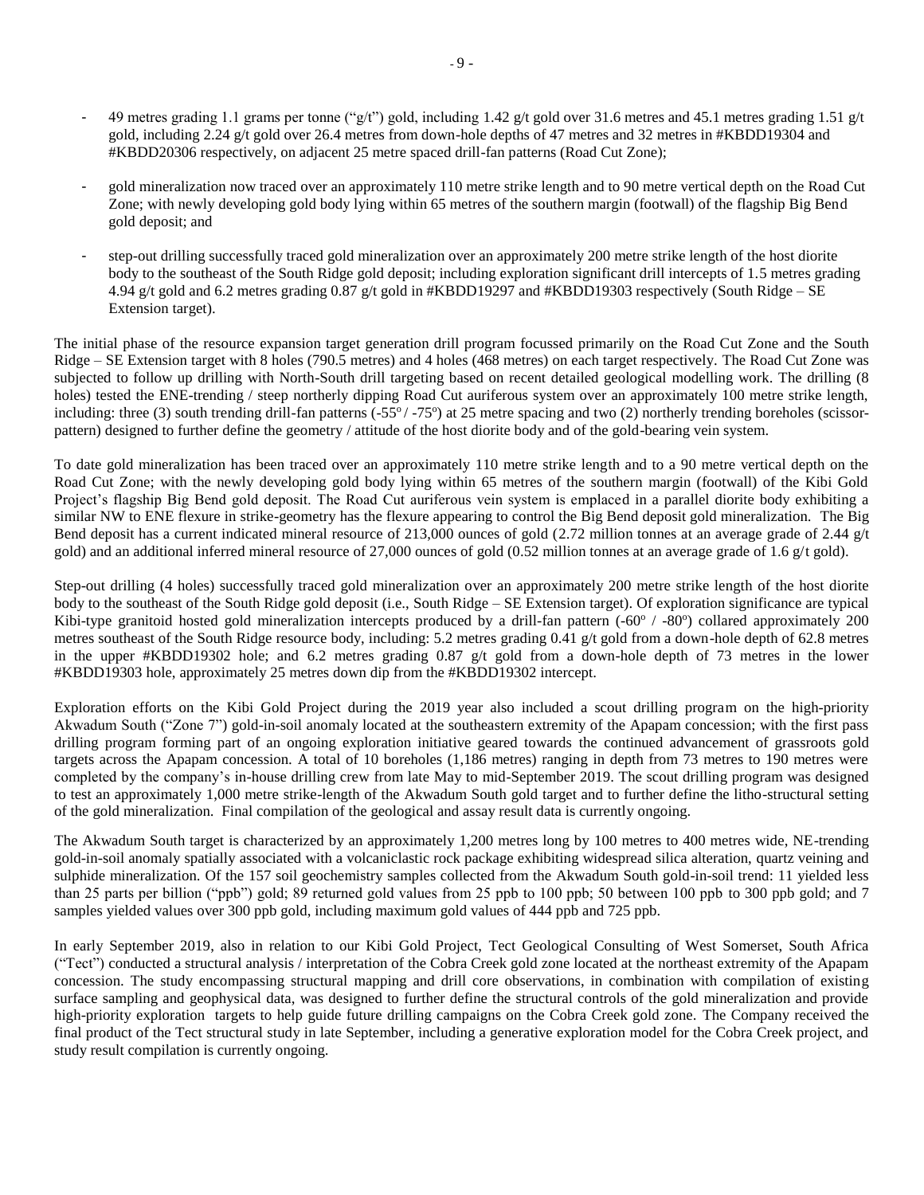- 49 metres grading 1.1 grams per tonne ("g/t") gold, including 1.42 g/t gold over 31.6 metres and 45.1 metres grading 1.51 g/t gold, including 2.24 g/t gold over 26.4 metres from down-hole depths of 47 metres and 32 metres in #KBDD19304 and #KBDD20306 respectively, on adjacent 25 metre spaced drill-fan patterns (Road Cut Zone);

- gold mineralization now traced over an approximately 110 metre strike length and to 90 metre vertical depth on the Road Cut Zone; with newly developing gold body lying within 65 metres of the southern margin (footwall) of the flagship Big Bend gold deposit; and

- step-out drilling successfully traced gold mineralization over an approximately 200 metre strike length of the host diorite body to the southeast of the South Ridge gold deposit; including exploration significant drill intercepts of 1.5 metres grading 4.94 g/t gold and 6.2 metres grading 0.87 g/t gold in #KBDD19297 and #KBDD19303 respectively (South Ridge – SE Extension target).

The initial phase of the resource expansion target generation drill program focussed primarily on the Road Cut Zone and the South Ridge – SE Extension target with 8 holes (790.5 metres) and 4 holes (468 metres) on each target respectively. The Road Cut Zone was subjected to follow up drilling with North-South drill targeting based on recent detailed geological modelling work. The drilling (8 holes) tested the ENE-trending / steep northerly dipping Road Cut auriferous system over an approximately 100 metre strike length, including: three (3) south trending drill-fan patterns (-55º / -75º) at 25 metre spacing and two (2) northerly trending boreholes (scissor-pattern) designed to further define the geometry / attitude of the host diorite body and of the gold-bearing vein system.

To date gold mineralization has been traced over an approximately 110 metre strike length and to a 90 metre vertical depth on the Road Cut Zone; with the newly developing gold body lying within 65 metres of the southern margin (footwall) of the Kibi Gold Project's flagship Big Bend gold deposit. The Road Cut auriferous vein system is emplaced in a parallel diorite body exhibiting a similar NW to ENE flexure in strike-geometry has the flexure appearing to control the Big Bend deposit gold mineralization. The Big Bend deposit has a current indicated mineral resource of 213,000 ounces of gold (2.72 million tonnes at an average grade of 2.44 g/t gold) and an additional inferred mineral resource of 27,000 ounces of gold (0.52 million tonnes at an average grade of 1.6 g/t gold).

Step-out drilling (4 holes) successfully traced gold mineralization over an approximately 200 metre strike length of the host diorite body to the southeast of the South Ridge gold deposit (i.e., South Ridge – SE Extension target). Of exploration significance are typical Kibi-type granitoid hosted gold mineralization intercepts produced by a drill-fan pattern (-60º / -80º) collared approximately 200 metres southeast of the South Ridge resource body, including: 5.2 metres grading 0.41 g/t gold from a down-hole depth of 62.8 metres in the upper #KBDD19302 hole; and 6.2 metres grading 0.87 g/t gold from a down-hole depth of 73 metres in the lower #KBDD19303 hole, approximately 25 metres down dip from the #KBDD19302 intercept.

Exploration efforts on the Kibi Gold Project during the 2019 year also included a scout drilling program on the high-priority Akwadum South ("Zone 7") gold-in-soil anomaly located at the southeastern extremity of the Apapam concession; with the first pass drilling program forming part of an ongoing exploration initiative geared towards the continued advancement of grassroots gold targets across the Apapam concession. A total of 10 boreholes (1,186 metres) ranging in depth from 73 metres to 190 metres were completed by the company's in-house drilling crew from late May to mid-September 2019. The scout drilling program was designed to test an approximately 1,000 metre strike-length of the Akwadum South gold target and to further define the litho-structural setting of the gold mineralization. Final compilation of the geological and assay result data is currently ongoing.

The Akwadum South target is characterized by an approximately 1,200 metres long by 100 metres to 400 metres wide, NE-trending gold-in-soil anomaly spatially associated with a volcaniclastic rock package exhibiting widespread silica alteration, quartz veining and sulphide mineralization. Of the 157 soil geochemistry samples collected from the Akwadum South gold-in-soil trend: 11 yielded less than 25 parts per billion ("ppb") gold; 89 returned gold values from 25 ppb to 100 ppb; 50 between 100 ppb to 300 ppb gold; and 7 samples yielded values over 300 ppb gold, including maximum gold values of 444 ppb and 725 ppb.

In early September 2019, also in relation to our Kibi Gold Project, Tect Geological Consulting of West Somerset, South Africa ("Tect") conducted a structural analysis / interpretation of the Cobra Creek gold zone located at the northeast extremity of the Apapam concession. The study encompassing structural mapping and drill core observations, in combination with compilation of existing surface sampling and geophysical data, was designed to further define the structural controls of the gold mineralization and provide high-priority exploration targets to help guide future drilling campaigns on the Cobra Creek gold zone. The Company received the final product of the Tect structural study in late September, including a generative exploration model for the Cobra Creek project, and study result compilation is currently ongoing.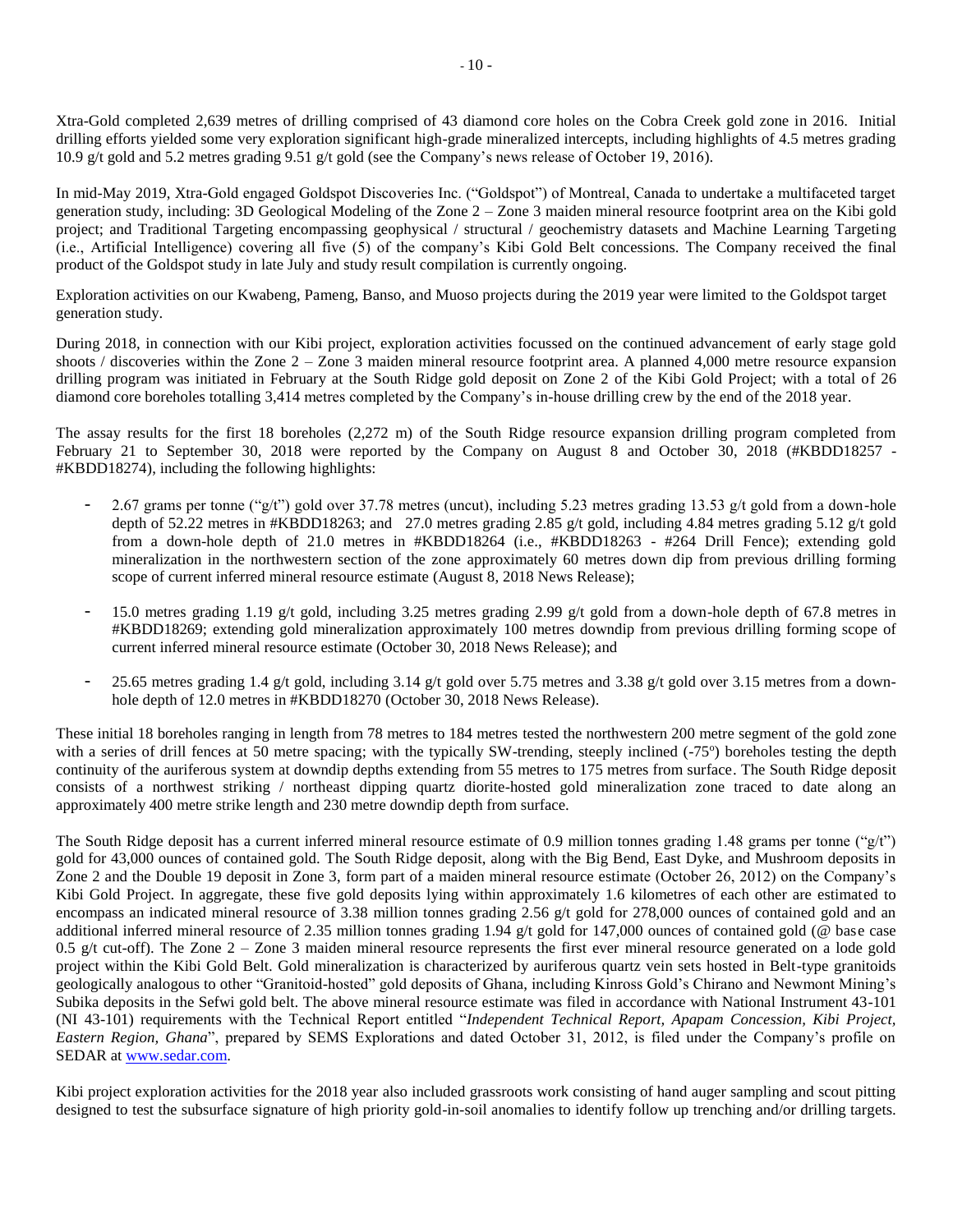Xtra-Gold completed 2,639 metres of drilling comprised of 43 diamond core holes on the Cobra Creek gold zone in 2016. Initial drilling efforts yielded some very exploration significant high-grade mineralized intercepts, including highlights of 4.5 metres grading 10.9 g/t gold and 5.2 metres grading 9.51 g/t gold (see the Company's news release of October 19, 2016).

In mid-May 2019, Xtra-Gold engaged Goldspot Discoveries Inc. ("Goldspot") of Montreal, Canada to undertake a multifaceted target generation study, including: 3D Geological Modeling of the Zone 2 – Zone 3 maiden mineral resource footprint area on the Kibi gold project; and Traditional Targeting encompassing geophysical / structural / geochemistry datasets and Machine Learning Targeting (i.e., Artificial Intelligence) covering all five (5) of the company's Kibi Gold Belt concessions. The Company received the final product of the Goldspot study in late July and study result compilation is currently ongoing.

Exploration activities on our Kwabeng, Pameng, Banso, and Muoso projects during the 2019 year were limited to the Goldspot target generation study.

During 2018, in connection with our Kibi project, exploration activities focussed on the continued advancement of early stage gold shoots / discoveries within the Zone 2 – Zone 3 maiden mineral resource footprint area. A planned 4,000 metre resource expansion drilling program was initiated in February at the South Ridge gold deposit on Zone 2 of the Kibi Gold Project; with a total of 26 diamond core boreholes totalling 3,414 metres completed by the Company's in-house drilling crew by the end of the 2018 year.

The assay results for the first 18 boreholes (2,272 m) of the South Ridge resource expansion drilling program completed from February 21 to September 30, 2018 were reported by the Company on August 8 and October 30, 2018 (#KBDD18257 - #KBDD18274), including the following highlights:

- 2.67 grams per tonne ("g/t") gold over 37.78 metres (uncut), including 5.23 metres grading 13.53 g/t gold from a down-hole depth of 52.22 metres in #KBDD18263; and 27.0 metres grading 2.85 g/t gold, including 4.84 metres grading 5.12 g/t gold from a down-hole depth of 21.0 metres in #KBDD18264 (i.e., #KBDD18263 - #264 Drill Fence); extending gold mineralization in the northwestern section of the zone approximately 60 metres down dip from previous drilling forming scope of current inferred mineral resource estimate (August 8, 2018 News Release);
- 15.0 metres grading 1.19 g/t gold, including 3.25 metres grading 2.99 g/t gold from a down-hole depth of 67.8 metres in #KBDD18269; extending gold mineralization approximately 100 metres downdip from previous drilling forming scope of current inferred mineral resource estimate (October 30, 2018 News Release); and
- 25.65 metres grading 1.4 g/t gold, including 3.14 g/t gold over 5.75 metres and 3.38 g/t gold over 3.15 metres from a down-hole depth of 12.0 metres in #KBDD18270 (October 30, 2018 News Release).

These initial 18 boreholes ranging in length from 78 metres to 184 metres tested the northwestern 200 metre segment of the gold zone with a series of drill fences at 50 metre spacing; with the typically SW-trending, steeply inclined (-75°) boreholes testing the depth continuity of the auriferous system at downdip depths extending from 55 metres to 175 metres from surface. The South Ridge deposit consists of a northwest striking / northeast dipping quartz diorite-hosted gold mineralization zone traced to date along an approximately 400 metre strike length and 230 metre downdip depth from surface.

The South Ridge deposit has a current inferred mineral resource estimate of 0.9 million tonnes grading 1.48 grams per tonne ("g/t") gold for 43,000 ounces of contained gold. The South Ridge deposit, along with the Big Bend, East Dyke, and Mushroom deposits in Zone 2 and the Double 19 deposit in Zone 3, form part of a maiden mineral resource estimate (October 26, 2012) on the Company's Kibi Gold Project. In aggregate, these five gold deposits lying within approximately 1.6 kilometres of each other are estimated to encompass an indicated mineral resource of 3.38 million tonnes grading 2.56 g/t gold for 278,000 ounces of contained gold and an additional inferred mineral resource of 2.35 million tonnes grading 1.94 g/t gold for 147,000 ounces of contained gold (@ base case 0.5 g/t cut-off). The Zone 2 – Zone 3 maiden mineral resource represents the first ever mineral resource generated on a lode gold project within the Kibi Gold Belt. Gold mineralization is characterized by auriferous quartz vein sets hosted in Belt-type granitoids geologically analogous to other "Granitoid-hosted" gold deposits of Ghana, including Kinross Gold's Chirano and Newmont Mining's Subika deposits in the Sefwi gold belt. The above mineral resource estimate was filed in accordance with National Instrument 43-101 (NI 43-101) requirements with the Technical Report entitled "*Independent Technical Report, Apapam Concession, Kibi Project, Eastern Region, Ghana*", prepared by SEMS Explorations and dated October 31, 2012, is filed under the Company's profile on SEDAR at www.sedar.com.

Kibi project exploration activities for the 2018 year also included grassroots work consisting of hand auger sampling and scout pitting designed to test the subsurface signature of high priority gold-in-soil anomalies to identify follow up trenching and/or drilling targets.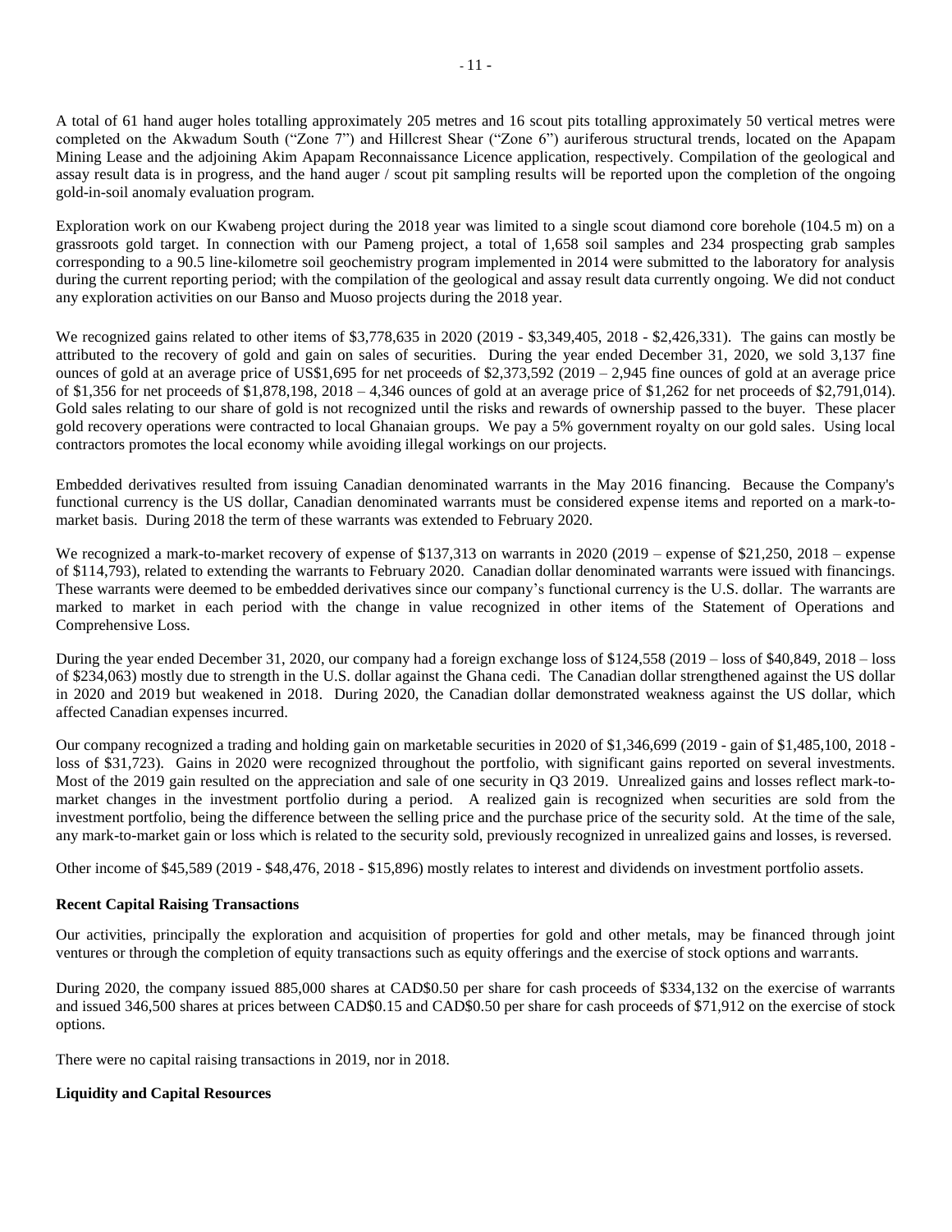A total of 61 hand auger holes totalling approximately 205 metres and 16 scout pits totalling approximately 50 vertical metres were completed on the Akwadum South ("Zone 7") and Hillcrest Shear ("Zone 6") auriferous structural trends, located on the Apapam Mining Lease and the adjoining Akim Apapam Reconnaissance Licence application, respectively. Compilation of the geological and assay result data is in progress, and the hand auger / scout pit sampling results will be reported upon the completion of the ongoing gold-in-soil anomaly evaluation program.

Exploration work on our Kwabeng project during the 2018 year was limited to a single scout diamond core borehole (104.5 m) on a grassroots gold target. In connection with our Pameng project, a total of 1,658 soil samples and 234 prospecting grab samples corresponding to a 90.5 line-kilometre soil geochemistry program implemented in 2014 were submitted to the laboratory for analysis during the current reporting period; with the compilation of the geological and assay result data currently ongoing. We did not conduct any exploration activities on our Banso and Muoso projects during the 2018 year.

We recognized gains related to other items of $3,778,635 in 2020 (2019 - $3,349,405, 2018 - $2,426,331). The gains can mostly be attributed to the recovery of gold and gain on sales of securities. During the year ended December 31, 2020, we sold 3,137 fine ounces of gold at an average price of US$1,695 for net proceeds of $2,373,592 (2019 – 2,945 fine ounces of gold at an average price of $1,356 for net proceeds of $1,878,198, 2018 – 4,346 ounces of gold at an average price of $1,262 for net proceeds of $2,791,014). Gold sales relating to our share of gold is not recognized until the risks and rewards of ownership passed to the buyer. These placer gold recovery operations were contracted to local Ghanaian groups. We pay a 5% government royalty on our gold sales. Using local contractors promotes the local economy while avoiding illegal workings on our projects.

Embedded derivatives resulted from issuing Canadian denominated warrants in the May 2016 financing. Because the Company's functional currency is the US dollar, Canadian denominated warrants must be considered expense items and reported on a mark-to-market basis. During 2018 the term of these warrants was extended to February 2020.

We recognized a mark-to-market recovery of expense of $137,313 on warrants in 2020 (2019 – expense of $21,250, 2018 – expense of $114,793), related to extending the warrants to February 2020. Canadian dollar denominated warrants were issued with financings. These warrants were deemed to be embedded derivatives since our company's functional currency is the U.S. dollar. The warrants are marked to market in each period with the change in value recognized in other items of the Statement of Operations and Comprehensive Loss.

During the year ended December 31, 2020, our company had a foreign exchange loss of $124,558 (2019 – loss of $40,849, 2018 – loss of $234,063) mostly due to strength in the U.S. dollar against the Ghana cedi. The Canadian dollar strengthened against the US dollar in 2020 and 2019 but weakened in 2018. During 2020, the Canadian dollar demonstrated weakness against the US dollar, which affected Canadian expenses incurred.

Our company recognized a trading and holding gain on marketable securities in 2020 of $1,346,699 (2019 - gain of $1,485,100, 2018 - loss of $31,723). Gains in 2020 were recognized throughout the portfolio, with significant gains reported on several investments. Most of the 2019 gain resulted on the appreciation and sale of one security in Q3 2019. Unrealized gains and losses reflect mark-to-market changes in the investment portfolio during a period. A realized gain is recognized when securities are sold from the investment portfolio, being the difference between the selling price and the purchase price of the security sold. At the time of the sale, any mark-to-market gain or loss which is related to the security sold, previously recognized in unrealized gains and losses, is reversed.

Other income of $45,589 (2019 - $48,476, 2018 - $15,896) mostly relates to interest and dividends on investment portfolio assets.

**Recent Capital Raising Transactions**

Our activities, principally the exploration and acquisition of properties for gold and other metals, may be financed through joint ventures or through the completion of equity transactions such as equity offerings and the exercise of stock options and warrants.

During 2020, the company issued 885,000 shares at CAD$0.50 per share for cash proceeds of $334,132 on the exercise of warrants and issued 346,500 shares at prices between CAD$0.15 and CAD$0.50 per share for cash proceeds of $71,912 on the exercise of stock options.

There were no capital raising transactions in 2019, nor in 2018.

**Liquidity and Capital Resources**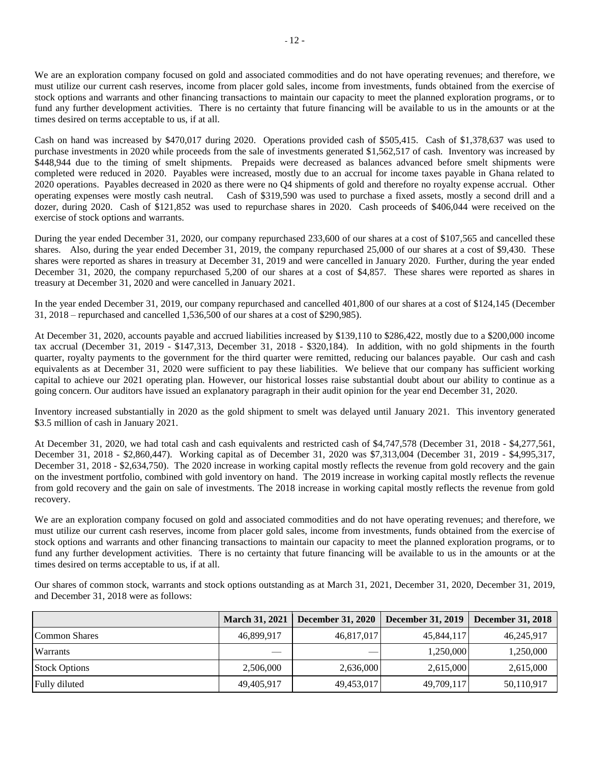We are an exploration company focused on gold and associated commodities and do not have operating revenues; and therefore, we must utilize our current cash reserves, income from placer gold sales, income from investments, funds obtained from the exercise of stock options and warrants and other financing transactions to maintain our capacity to meet the planned exploration programs, or to fund any further development activities. There is no certainty that future financing will be available to us in the amounts or at the times desired on terms acceptable to us, if at all.

Cash on hand was increased by $470,017 during 2020. Operations provided cash of $505,415. Cash of $1,378,637 was used to purchase investments in 2020 while proceeds from the sale of investments generated $1,562,517 of cash. Inventory was increased by $448,944 due to the timing of smelt shipments. Prepaids were decreased as balances advanced before smelt shipments were completed were reduced in 2020. Payables were increased, mostly due to an accrual for income taxes payable in Ghana related to 2020 operations. Payables decreased in 2020 as there were no Q4 shipments of gold and therefore no royalty expense accrual. Other operating expenses were mostly cash neutral. Cash of $319,590 was used to purchase a fixed assets, mostly a second drill and a dozer, during 2020. Cash of $121,852 was used to repurchase shares in 2020. Cash proceeds of $406,044 were received on the exercise of stock options and warrants.

During the year ended December 31, 2020, our company repurchased 233,600 of our shares at a cost of $107,565 and cancelled these shares. Also, during the year ended December 31, 2019, the company repurchased 25,000 of our shares at a cost of $9,430. These shares were reported as shares in treasury at December 31, 2019 and were cancelled in January 2020. Further, during the year ended December 31, 2020, the company repurchased 5,200 of our shares at a cost of $4,857. These shares were reported as shares in treasury at December 31, 2020 and were cancelled in January 2021.

In the year ended December 31, 2019, our company repurchased and cancelled 401,800 of our shares at a cost of $124,145 (December 31, 2018 – repurchased and cancelled 1,536,500 of our shares at a cost of $290,985).

At December 31, 2020, accounts payable and accrued liabilities increased by $139,110 to $286,422, mostly due to a $200,000 income tax accrual (December 31, 2019 - $147,313, December 31, 2018 - $320,184). In addition, with no gold shipments in the fourth quarter, royalty payments to the government for the third quarter were remitted, reducing our balances payable. Our cash and cash equivalents as at December 31, 2020 were sufficient to pay these liabilities. We believe that our company has sufficient working capital to achieve our 2021 operating plan. However, our historical losses raise substantial doubt about our ability to continue as a going concern. Our auditors have issued an explanatory paragraph in their audit opinion for the year end December 31, 2020.

Inventory increased substantially in 2020 as the gold shipment to smelt was delayed until January 2021. This inventory generated $3.5 million of cash in January 2021.

At December 31, 2020, we had total cash and cash equivalents and restricted cash of $4,747,578 (December 31, 2018 - $4,277,561, December 31, 2018 - $2,860,447). Working capital as of December 31, 2020 was $7,313,004 (December 31, 2019 - $4,995,317, December 31, 2018 - $2,634,750). The 2020 increase in working capital mostly reflects the revenue from gold recovery and the gain on the investment portfolio, combined with gold inventory on hand. The 2019 increase in working capital mostly reflects the revenue from gold recovery and the gain on sale of investments. The 2018 increase in working capital mostly reflects the revenue from gold recovery.

We are an exploration company focused on gold and associated commodities and do not have operating revenues; and therefore, we must utilize our current cash reserves, income from placer gold sales, income from investments, funds obtained from the exercise of stock options and warrants and other financing transactions to maintain our capacity to meet the planned exploration programs, or to fund any further development activities. There is no certainty that future financing will be available to us in the amounts or at the times desired on terms acceptable to us, if at all.

Our shares of common stock, warrants and stock options outstanding as at March 31, 2021, December 31, 2020, December 31, 2019, and December 31, 2018 were as follows:

| | March 31, 2021 | December 31, 2020 | December 31, 2019 | December 31, 2018 |
|---|---|---|---|---|
| Common Shares | 46,899,917 | 46,817,017 | 45,844,117 | 46,245,917 |
| Warrants | — | — | 1,250,000 | 1,250,000 |
| Stock Options | 2,506,000 | 2,636,000 | 2,615,000 | 2,615,000 |
| Fully diluted | 49,405,917 | 49,453,017 | 49,709,117 | 50,110,917 |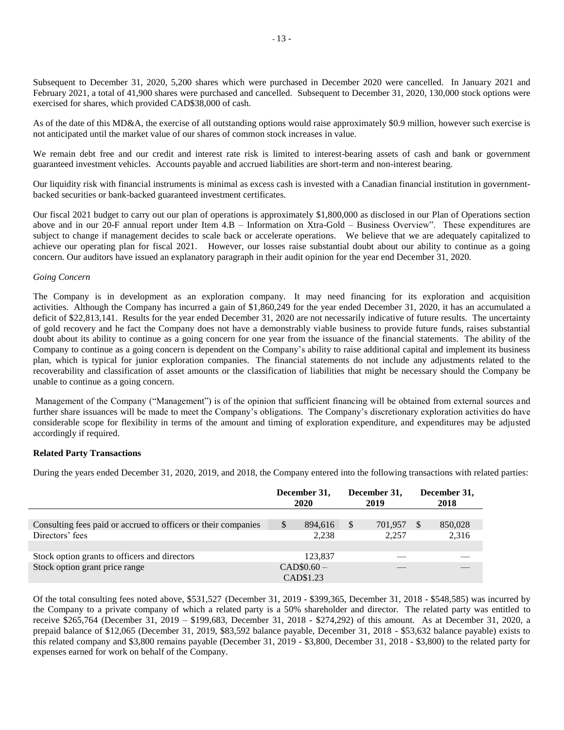Subsequent to December 31, 2020, 5,200 shares which were purchased in December 2020 were cancelled. In January 2021 and February 2021, a total of 41,900 shares were purchased and cancelled. Subsequent to December 31, 2020, 130,000 stock options were exercised for shares, which provided CAD$38,000 of cash.

As of the date of this MD&A, the exercise of all outstanding options would raise approximately $0.9 million, however such exercise is not anticipated until the market value of our shares of common stock increases in value.

We remain debt free and our credit and interest rate risk is limited to interest-bearing assets of cash and bank or government guaranteed investment vehicles. Accounts payable and accrued liabilities are short-term and non-interest bearing.

Our liquidity risk with financial instruments is minimal as excess cash is invested with a Canadian financial institution in government-backed securities or bank-backed guaranteed investment certificates.

Our fiscal 2021 budget to carry out our plan of operations is approximately $1,800,000 as disclosed in our Plan of Operations section above and in our 20-F annual report under Item 4.B – Information on Xtra-Gold – Business Overview". These expenditures are subject to change if management decides to scale back or accelerate operations. We believe that we are adequately capitalized to achieve our operating plan for fiscal 2021. However, our losses raise substantial doubt about our ability to continue as a going concern. Our auditors have issued an explanatory paragraph in their audit opinion for the year end December 31, 2020.

*Going Concern*

The Company is in development as an exploration company. It may need financing for its exploration and acquisition activities. Although the Company has incurred a gain of $1,860,249 for the year ended December 31, 2020, it has an accumulated a deficit of $22,813,141. Results for the year ended December 31, 2020 are not necessarily indicative of future results. The uncertainty of gold recovery and he fact the Company does not have a demonstrably viable business to provide future funds, raises substantial doubt about its ability to continue as a going concern for one year from the issuance of the financial statements. The ability of the Company to continue as a going concern is dependent on the Company's ability to raise additional capital and implement its business plan, which is typical for junior exploration companies. The financial statements do not include any adjustments related to the recoverability and classification of asset amounts or the classification of liabilities that might be necessary should the Company be unable to continue as a going concern.

Management of the Company ("Management") is of the opinion that sufficient financing will be obtained from external sources and further share issuances will be made to meet the Company's obligations. The Company's discretionary exploration activities do have considerable scope for flexibility in terms of the amount and timing of exploration expenditure, and expenditures may be adjusted accordingly if required.

**Related Party Transactions**

During the years ended December 31, 2020, 2019, and 2018, the Company entered into the following transactions with related parties:

| | December 31, 2020 | December 31, 2019 | December 31, 2018 |
|---|---|---|---|
| Consulting fees paid or accrued to officers or their companies | $ 894,616 | $ 701,957 | $ 850,028 |
| Directors' fees | 2,238 | 2,257 | 2,316 |
| | | | |
| Stock option grants to officers and directors | 123,837 | — | — |
| Stock option grant price range | CAD$0.60 – CAD$1.23 | — | — |

Of the total consulting fees noted above, $531,527 (December 31, 2019 - $399,365, December 31, 2018 - $548,585) was incurred by the Company to a private company of which a related party is a 50% shareholder and director. The related party was entitled to receive $265,764 (December 31, 2019 – $199,683, December 31, 2018 - $274,292) of this amount. As at December 31, 2020, a prepaid balance of $12,065 (December 31, 2019, $83,592 balance payable, December 31, 2018 - $53,632 balance payable) exists to this related company and $3,800 remains payable (December 31, 2019 - $3,800, December 31, 2018 - $3,800) to the related party for expenses earned for work on behalf of the Company.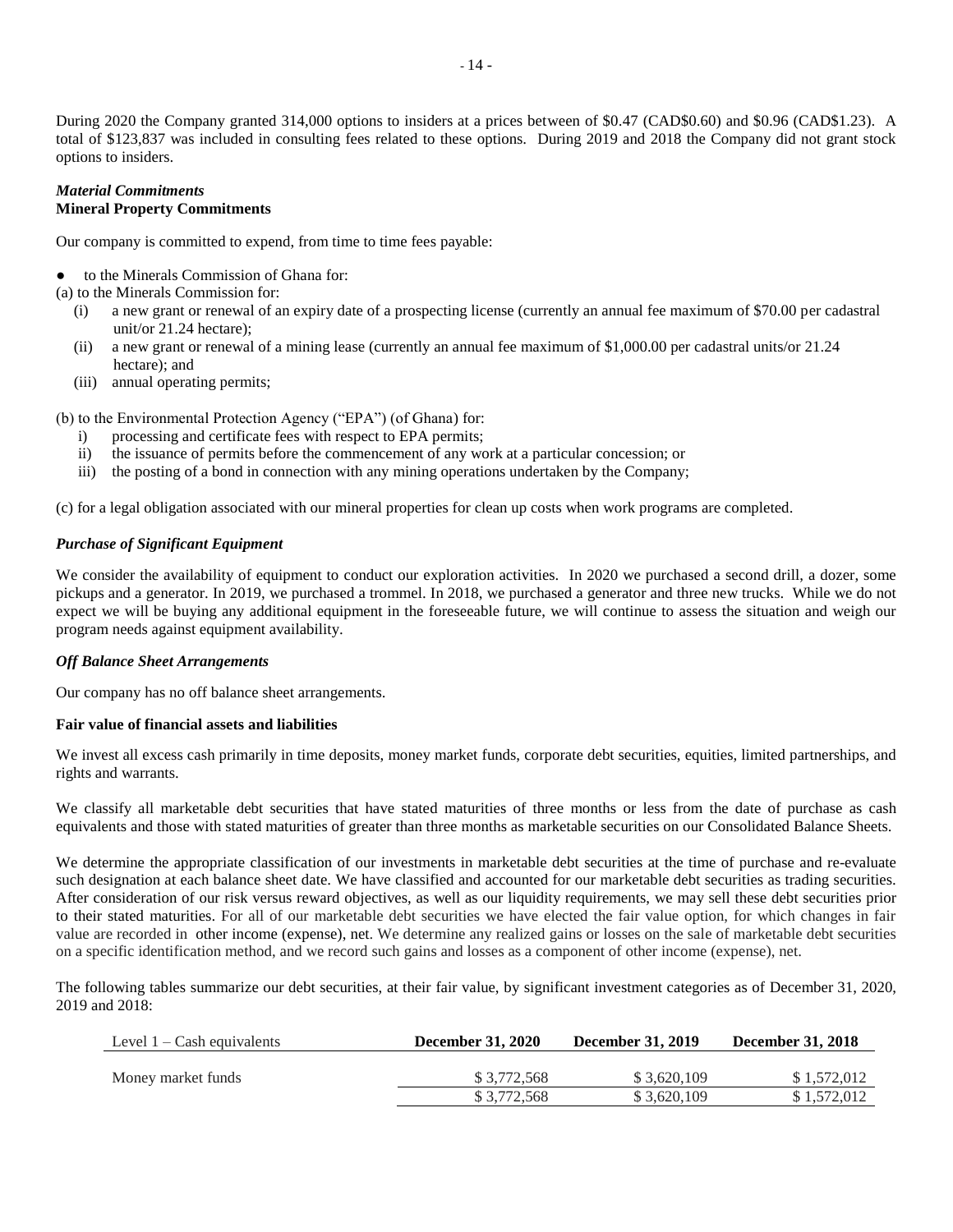During 2020 the Company granted 314,000 options to insiders at a prices between of $0.47 (CAD$0.60) and $0.96 (CAD$1.23). A total of $123,837 was included in consulting fees related to these options. During 2019 and 2018 the Company did not grant stock options to insiders.

***Material Commitments***
**Mineral Property Commitments**

Our company is committed to expend, from time to time fees payable:

- to the Minerals Commission of Ghana for:

(a) to the Minerals Commission for:

- (i) a new grant or renewal of an expiry date of a prospecting license (currently an annual fee maximum of $70.00 per cadastral unit/or 21.24 hectare);
- (ii) a new grant or renewal of a mining lease (currently an annual fee maximum of $1,000.00 per cadastral units/or 21.24 hectare); and
- (iii) annual operating permits;

(b) to the Environmental Protection Agency ("EPA") (of Ghana) for:

- i) processing and certificate fees with respect to EPA permits;
- ii) the issuance of permits before the commencement of any work at a particular concession; or
- iii) the posting of a bond in connection with any mining operations undertaken by the Company;

(c) for a legal obligation associated with our mineral properties for clean up costs when work programs are completed.

***Purchase of Significant Equipment***

We consider the availability of equipment to conduct our exploration activities. In 2020 we purchased a second drill, a dozer, some pickups and a generator. In 2019, we purchased a trommel. In 2018, we purchased a generator and three new trucks. While we do not expect we will be buying any additional equipment in the foreseeable future, we will continue to assess the situation and weigh our program needs against equipment availability.

***Off Balance Sheet Arrangements***

Our company has no off balance sheet arrangements.

**Fair value of financial assets and liabilities**

We invest all excess cash primarily in time deposits, money market funds, corporate debt securities, equities, limited partnerships, and rights and warrants.

We classify all marketable debt securities that have stated maturities of three months or less from the date of purchase as cash equivalents and those with stated maturities of greater than three months as marketable securities on our Consolidated Balance Sheets.

We determine the appropriate classification of our investments in marketable debt securities at the time of purchase and re-evaluate such designation at each balance sheet date. We have classified and accounted for our marketable debt securities as trading securities. After consideration of our risk versus reward objectives, as well as our liquidity requirements, we may sell these debt securities prior to their stated maturities. For all of our marketable debt securities we have elected the fair value option, for which changes in fair value are recorded in other income (expense), net. We determine any realized gains or losses on the sale of marketable debt securities on a specific identification method, and we record such gains and losses as a component of other income (expense), net.

The following tables summarize our debt securities, at their fair value, by significant investment categories as of December 31, 2020, 2019 and 2018:

| Level 1 – Cash equivalents | **December 31, 2020** | **December 31, 2019** | **December 31, 2018** |
|---|---|---|---|
| Money market funds | $ 3,772,568 | $ 3,620,109 | $ 1,572,012 |
| | $ 3,772,568 | $ 3,620,109 | $ 1,572,012 |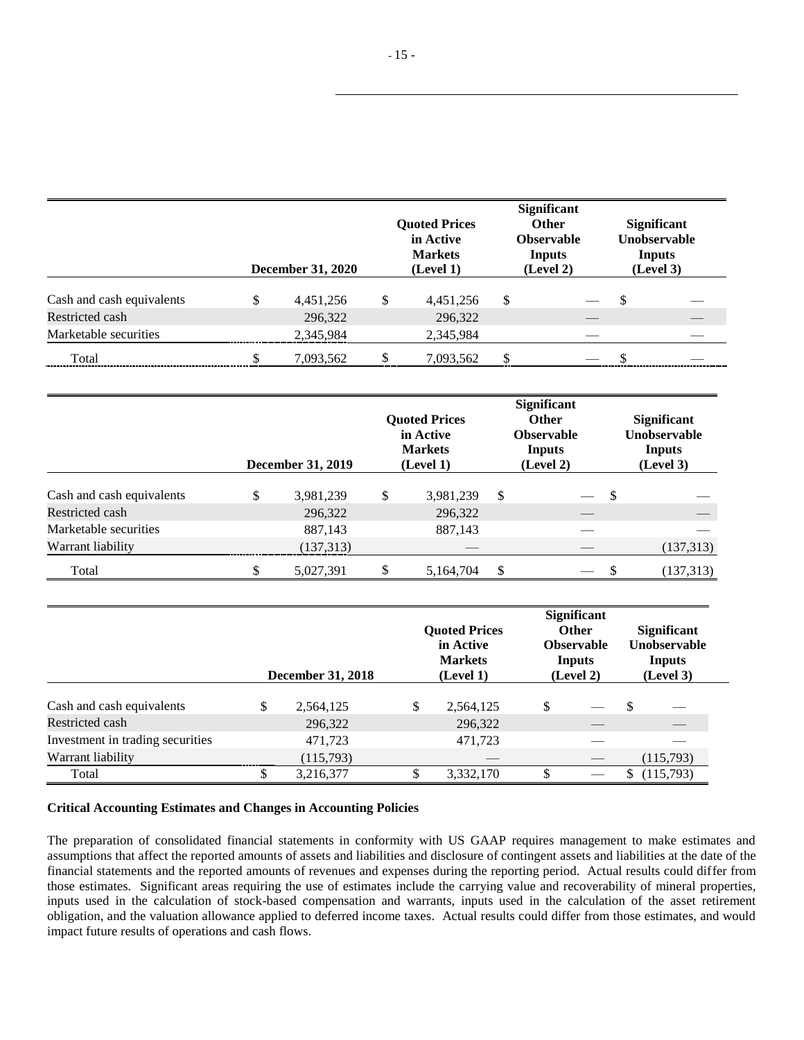| | December 31, 2020 | Quoted Prices in Active Markets (Level 1) | Significant Other Observable Inputs (Level 2) | Significant Unobservable Inputs (Level 3) |
|---|---|---|---|---|
| Cash and cash equivalents | $ 4,451,256 | $ 4,451,256 | $ — | $ — |
| Restricted cash | 296,322 | 296,322 | — | — |
| Marketable securities | 2,345,984 | 2,345,984 | — | — |
| Total | $ 7,093,562 | $ 7,093,562 | $ — | $ — |

| | December 31, 2019 | Quoted Prices in Active Markets (Level 1) | Significant Other Observable Inputs (Level 2) | Significant Unobservable Inputs (Level 3) |
|---|---|---|---|---|
| Cash and cash equivalents | $ 3,981,239 | $ 3,981,239 | $ — | $ — |
| Restricted cash | 296,322 | 296,322 | — | — |
| Marketable securities | 887,143 | 887,143 | — | — |
| Warrant liability | (137,313) | — | — | (137,313) |
| Total | $ 5,027,391 | $ 5,164,704 | $ — | $ (137,313) |

| | December 31, 2018 | Quoted Prices in Active Markets (Level 1) | Significant Other Observable Inputs (Level 2) | Significant Unobservable Inputs (Level 3) |
|---|---|---|---|---|
| Cash and cash equivalents | $ 2,564,125 | $ 2,564,125 | $ — | $ — |
| Restricted cash | 296,322 | 296,322 | — | — |
| Investment in trading securities | 471,723 | 471,723 | — | — |
| Warrant liability | (115,793) | — | — | (115,793) |
| Total | $ 3,216,377 | $ 3,332,170 | $ — | $ (115,793) |

**Critical Accounting Estimates and Changes in Accounting Policies**

The preparation of consolidated financial statements in conformity with US GAAP requires management to make estimates and assumptions that affect the reported amounts of assets and liabilities and disclosure of contingent assets and liabilities at the date of the financial statements and the reported amounts of revenues and expenses during the reporting period. Actual results could differ from those estimates. Significant areas requiring the use of estimates include the carrying value and recoverability of mineral properties, inputs used in the calculation of stock-based compensation and warrants, inputs used in the calculation of the asset retirement obligation, and the valuation allowance applied to deferred income taxes. Actual results could differ from those estimates, and would impact future results of operations and cash flows.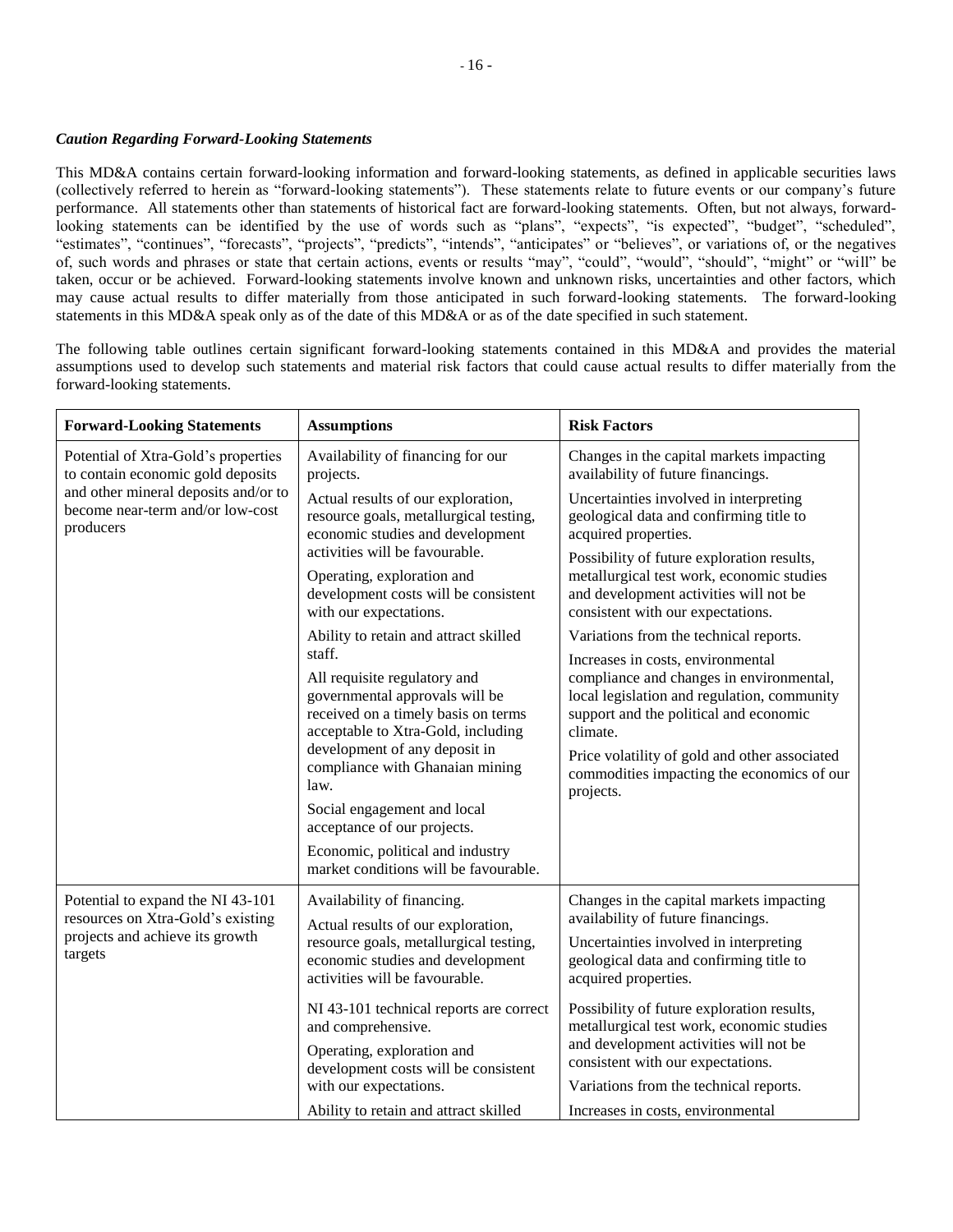### *Caution Regarding Forward-Looking Statements*

This MD&A contains certain forward-looking information and forward-looking statements, as defined in applicable securities laws (collectively referred to herein as "forward-looking statements"). These statements relate to future events or our company's future performance. All statements other than statements of historical fact are forward-looking statements. Often, but not always, forward-looking statements can be identified by the use of words such as "plans", "expects", "is expected", "budget", "scheduled", "estimates", "continues", "forecasts", "projects", "predicts", "intends", "anticipates" or "believes", or variations of, or the negatives of, such words and phrases or state that certain actions, events or results "may", "could", "would", "should", "might" or "will" be taken, occur or be achieved. Forward-looking statements involve known and unknown risks, uncertainties and other factors, which may cause actual results to differ materially from those anticipated in such forward-looking statements. The forward-looking statements in this MD&A speak only as of the date of this MD&A or as of the date specified in such statement.

The following table outlines certain significant forward-looking statements contained in this MD&A and provides the material assumptions used to develop such statements and material risk factors that could cause actual results to differ materially from the forward-looking statements.

| Forward-Looking Statements | Assumptions | Risk Factors |
|---|---|---|
| Potential of Xtra-Gold's properties to contain economic gold deposits and other mineral deposits and/or to become near-term and/or low-cost producers | Availability of financing for our projects.<br><br>Actual results of our exploration, resource goals, metallurgical testing, economic studies and development activities will be favourable.<br><br>Operating, exploration and development costs will be consistent with our expectations.<br><br>Ability to retain and attract skilled staff.<br><br>All requisite regulatory and governmental approvals will be received on a timely basis on terms acceptable to Xtra-Gold, including development of any deposit in compliance with Ghanaian mining law.<br><br>Social engagement and local acceptance of our projects.<br><br>Economic, political and industry market conditions will be favourable. | Changes in the capital markets impacting availability of future financings.<br><br>Uncertainties involved in interpreting geological data and confirming title to acquired properties.<br><br>Possibility of future exploration results, metallurgical test work, economic studies and development activities will not be consistent with our expectations.<br><br>Variations from the technical reports.<br><br>Increases in costs, environmental compliance and changes in environmental, local legislation and regulation, community support and the political and economic climate.<br><br>Price volatility of gold and other associated commodities impacting the economics of our projects. |
| Potential to expand the NI 43-101 resources on Xtra-Gold's existing projects and achieve its growth targets | Availability of financing.<br><br>Actual results of our exploration, resource goals, metallurgical testing, economic studies and development activities will be favourable.<br><br>NI 43-101 technical reports are correct and comprehensive.<br><br>Operating, exploration and development costs will be consistent with our expectations.<br><br>Ability to retain and attract skilled | Changes in the capital markets impacting availability of future financings.<br><br>Uncertainties involved in interpreting geological data and confirming title to acquired properties.<br><br>Possibility of future exploration results, metallurgical test work, economic studies and development activities will not be consistent with our expectations.<br><br>Variations from the technical reports.<br><br>Increases in costs, environmental |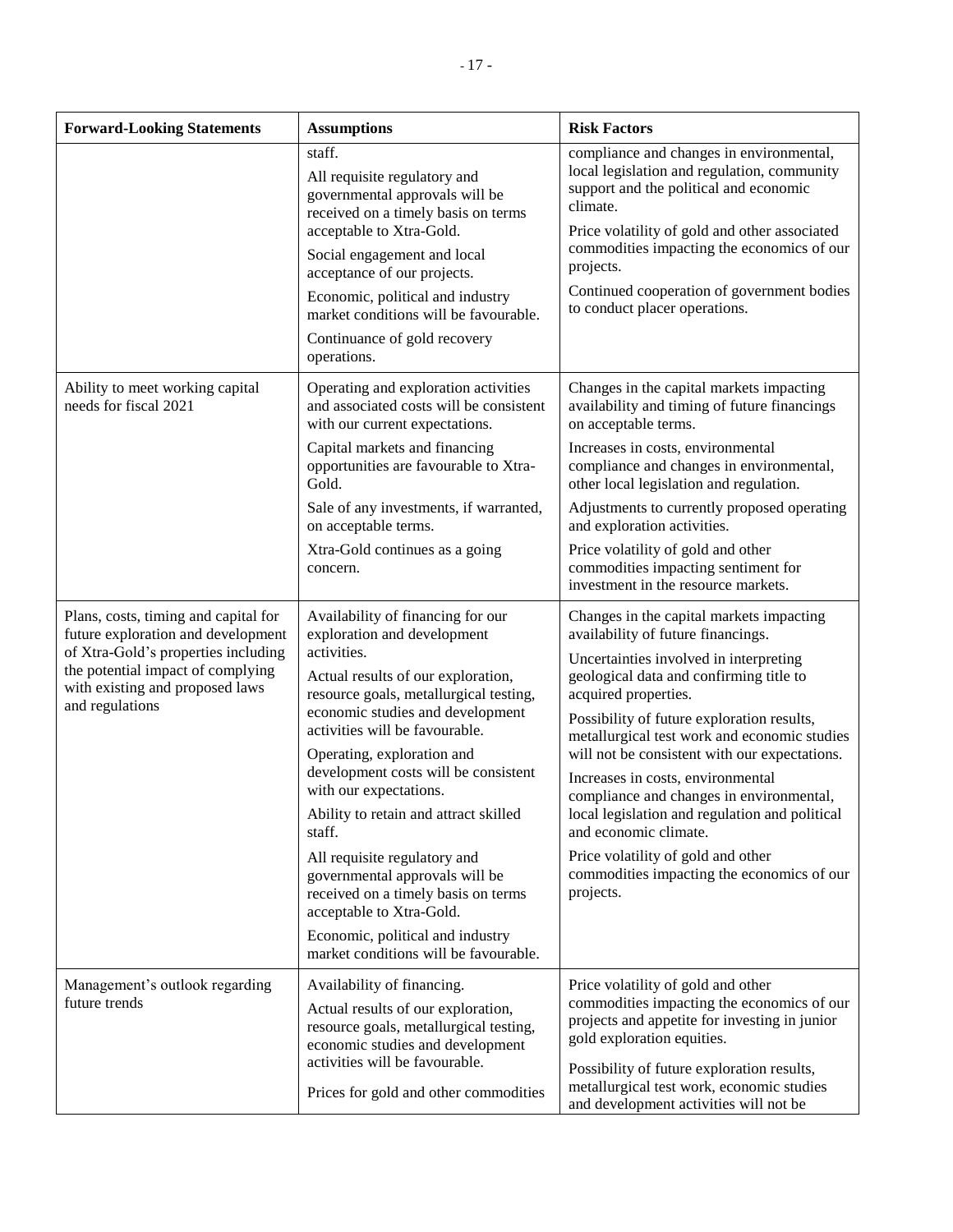| Forward-Looking Statements | Assumptions | Risk Factors |
|---|---|---|
| | staff.<br>All requisite regulatory and governmental approvals will be received on a timely basis on terms acceptable to Xtra-Gold.<br>Social engagement and local acceptance of our projects.<br>Economic, political and industry market conditions will be favourable.<br>Continuance of gold recovery operations. | compliance and changes in environmental, local legislation and regulation, community support and the political and economic climate.<br>Price volatility of gold and other associated commodities impacting the economics of our projects.<br>Continued cooperation of government bodies to conduct placer operations. |
| Ability to meet working capital needs for fiscal 2021 | Operating and exploration activities and associated costs will be consistent with our current expectations.<br>Capital markets and financing opportunities are favourable to Xtra-Gold.<br>Sale of any investments, if warranted, on acceptable terms.<br>Xtra-Gold continues as a going concern. | Changes in the capital markets impacting availability and timing of future financings on acceptable terms.<br>Increases in costs, environmental compliance and changes in environmental, other local legislation and regulation.<br>Adjustments to currently proposed operating and exploration activities.<br>Price volatility of gold and other commodities impacting sentiment for investment in the resource markets. |
| Plans, costs, timing and capital for future exploration and development of Xtra-Gold's properties including the potential impact of complying with existing and proposed laws and regulations | Availability of financing for our exploration and development activities.<br>Actual results of our exploration, resource goals, metallurgical testing, economic studies and development activities will be favourable.<br>Operating, exploration and development costs will be consistent with our expectations.<br>Ability to retain and attract skilled staff.<br>All requisite regulatory and governmental approvals will be received on a timely basis on terms acceptable to Xtra-Gold.<br>Economic, political and industry market conditions will be favourable. | Changes in the capital markets impacting availability of future financings.<br>Uncertainties involved in interpreting geological data and confirming title to acquired properties.<br>Possibility of future exploration results, metallurgical test work and economic studies will not be consistent with our expectations.<br>Increases in costs, environmental compliance and changes in environmental, local legislation and regulation and political and economic climate.<br>Price volatility of gold and other commodities impacting the economics of our projects. |
| Management's outlook regarding future trends | Availability of financing.<br>Actual results of our exploration, resource goals, metallurgical testing, economic studies and development activities will be favourable.<br>Prices for gold and other commodities | Price volatility of gold and other commodities impacting the economics of our projects and appetite for investing in junior gold exploration equities.<br>Possibility of future exploration results, metallurgical test work, economic studies and development activities will not be |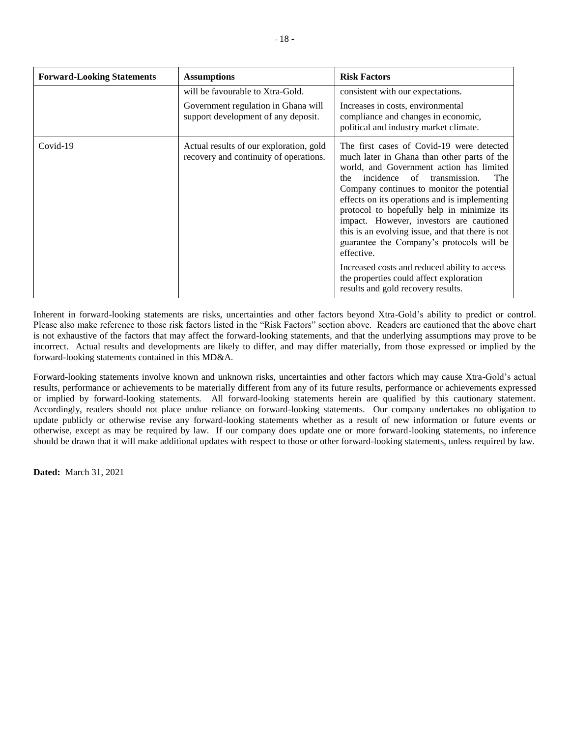| Forward-Looking Statements | Assumptions | Risk Factors |
|---|---|---|
| | will be favourable to Xtra-Gold.<br><br>Government regulation in Ghana will support development of any deposit. | consistent with our expectations.<br><br>Increases in costs, environmental compliance and changes in economic, political and industry market climate. |
| Covid-19 | Actual results of our exploration, gold recovery and continuity of operations. | The first cases of Covid-19 were detected much later in Ghana than other parts of the world, and Government action has limited the incidence of transmission. The Company continues to monitor the potential effects on its operations and is implementing protocol to hopefully help in minimize its impact. However, investors are cautioned this is an evolving issue, and that there is not guarantee the Company's protocols will be effective.<br><br>Increased costs and reduced ability to access the properties could affect exploration results and gold recovery results. |

Inherent in forward-looking statements are risks, uncertainties and other factors beyond Xtra-Gold's ability to predict or control. Please also make reference to those risk factors listed in the "Risk Factors" section above. Readers are cautioned that the above chart is not exhaustive of the factors that may affect the forward-looking statements, and that the underlying assumptions may prove to be incorrect. Actual results and developments are likely to differ, and may differ materially, from those expressed or implied by the forward-looking statements contained in this MD&A.

Forward-looking statements involve known and unknown risks, uncertainties and other factors which may cause Xtra-Gold's actual results, performance or achievements to be materially different from any of its future results, performance or achievements expressed or implied by forward-looking statements. All forward-looking statements herein are qualified by this cautionary statement. Accordingly, readers should not place undue reliance on forward-looking statements. Our company undertakes no obligation to update publicly or otherwise revise any forward-looking statements whether as a result of new information or future events or otherwise, except as may be required by law. If our company does update one or more forward-looking statements, no inference should be drawn that it will make additional updates with respect to those or other forward-looking statements, unless required by law.

**Dated:** March 31, 2021